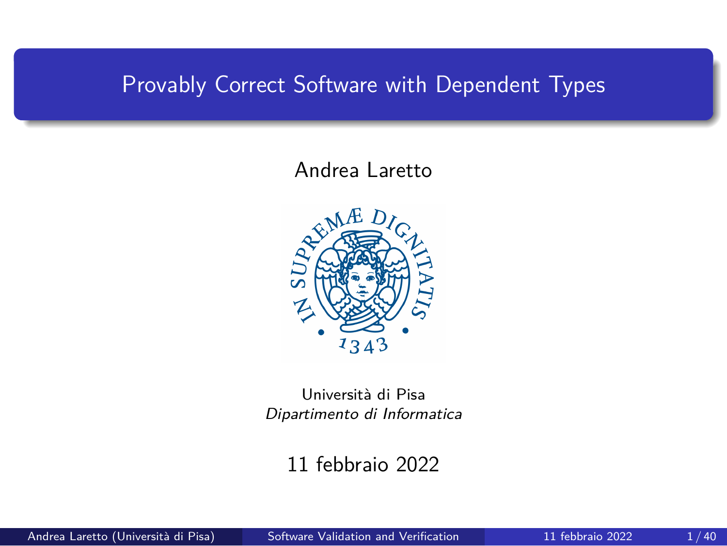# Provably Correct Software with Dependent Types

Andrea Laretto

Università di Pisa
*Dipartimento di Informatica*

11 febbraio 2022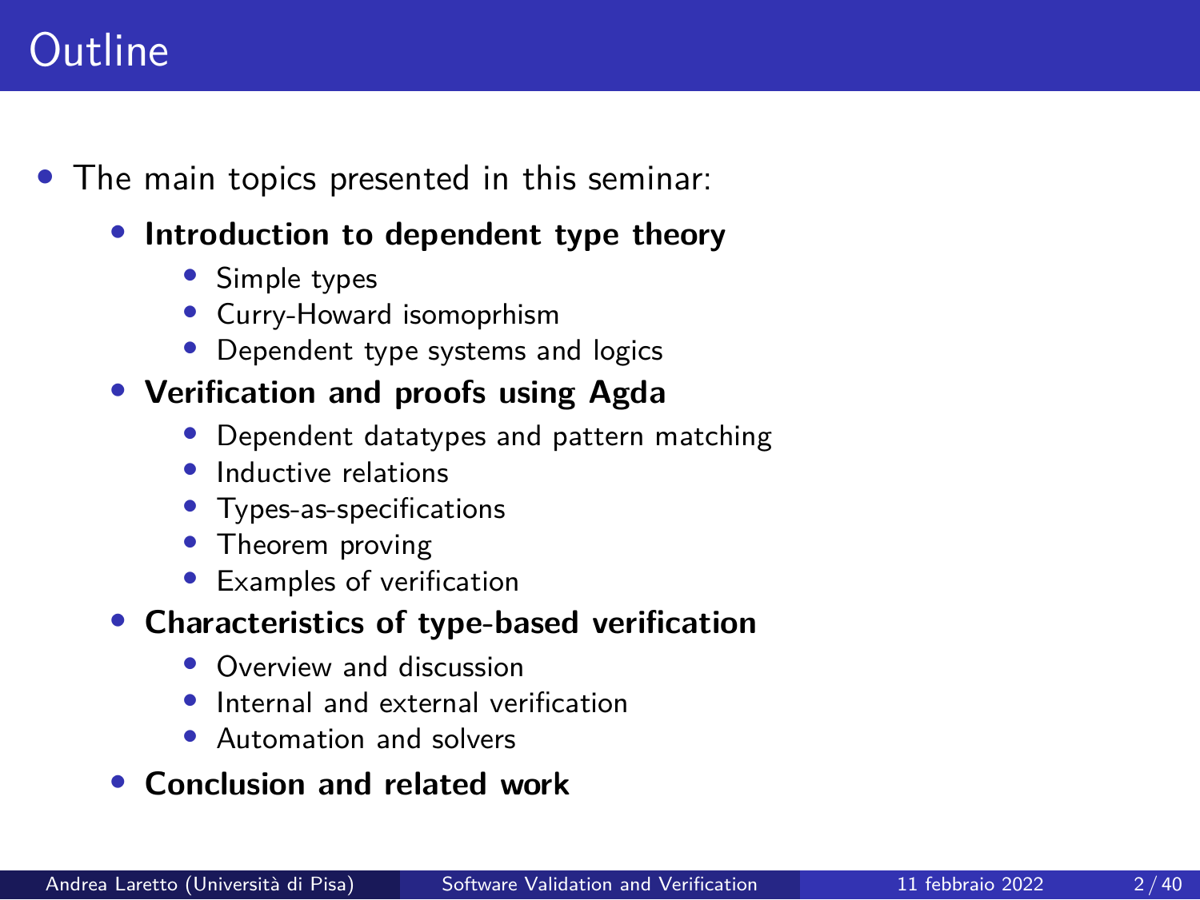# Outline

- The main topics presented in this seminar:
  - **Introduction to dependent type theory**
    - Simple types
    - Curry-Howard isomoprhism
    - Dependent type systems and logics
  - **Verification and proofs using Agda**
    - Dependent datatypes and pattern matching
    - Inductive relations
    - Types-as-specifications
    - Theorem proving
    - Examples of verification
  - **Characteristics of type-based verification**
    - Overview and discussion
    - Internal and external verification
    - Automation and solvers
  - **Conclusion and related work**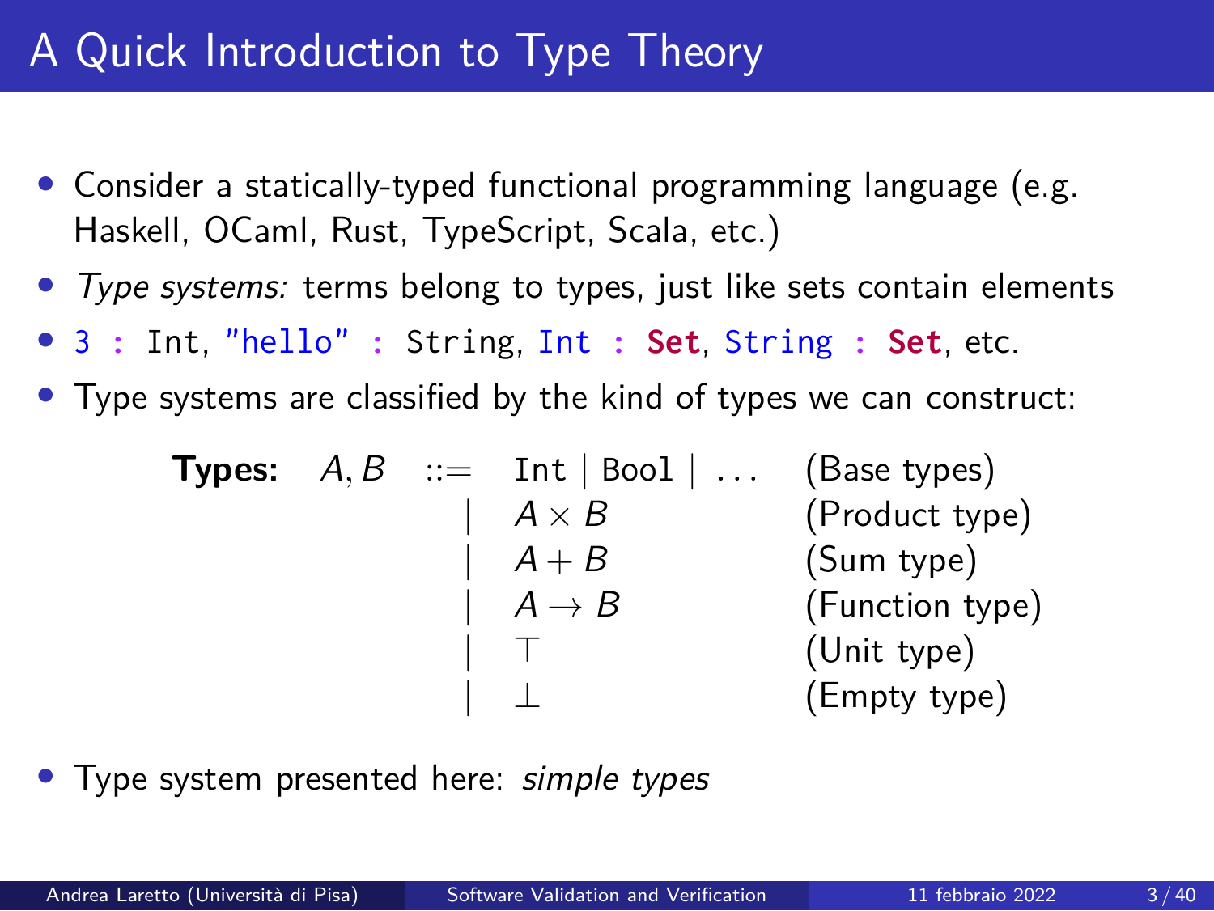# A Quick Introduction to Type Theory

- Consider a statically-typed functional programming language (e.g. Haskell, OCaml, Rust, TypeScript, Scala, etc.)
- *Type systems:* terms belong to types, just like sets contain elements
- `3 : Int`, `"hello" : String`, `Int : Set`, `String : Set`, etc.
- Type systems are classified by the kind of types we can construct:

$$
\begin{array}{llll}
\textbf{Types:} \quad A, B & ::= & \texttt{Int} \mid \texttt{Bool} \mid \ldots & \text{(Base types)} \\
& \mid & A \times B & \text{(Product type)} \\
& \mid & A + B & \text{(Sum type)} \\
& \mid & A \rightarrow B & \text{(Function type)} \\
& \mid & \top & \text{(Unit type)} \\
& \mid & \bot & \text{(Empty type)}
\end{array}
$$

- Type system presented here: *simple types*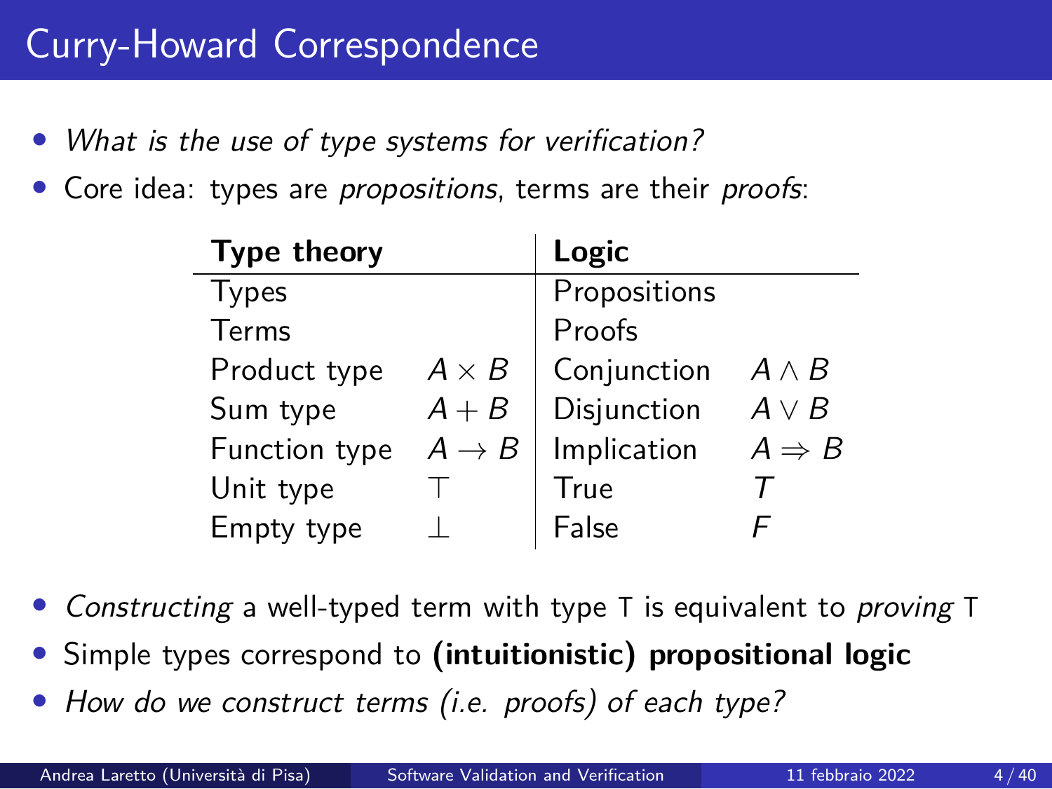# Curry-Howard Correspondence

- *What is the use of type systems for verification?*
- Core idea: types are *propositions*, terms are their *proofs*:

| **Type theory** | | **Logic** | |
|---|---|---|---|
| Types | | Propositions | |
| Terms | | Proofs | |
| Product type | $A \times B$ | Conjunction | $A \wedge B$ |
| Sum type | $A + B$ | Disjunction | $A \vee B$ |
| Function type | $A \rightarrow B$ | Implication | $A \Rightarrow B$ |
| Unit type | $\top$ | True | $T$ |
| Empty type | $\perp$ | False | $F$ |

- *Constructing* a well-typed term with type T is equivalent to *proving* T
- Simple types correspond to **(intuitionistic) propositional logic**
- *How do we construct terms (i.e. proofs) of each type?*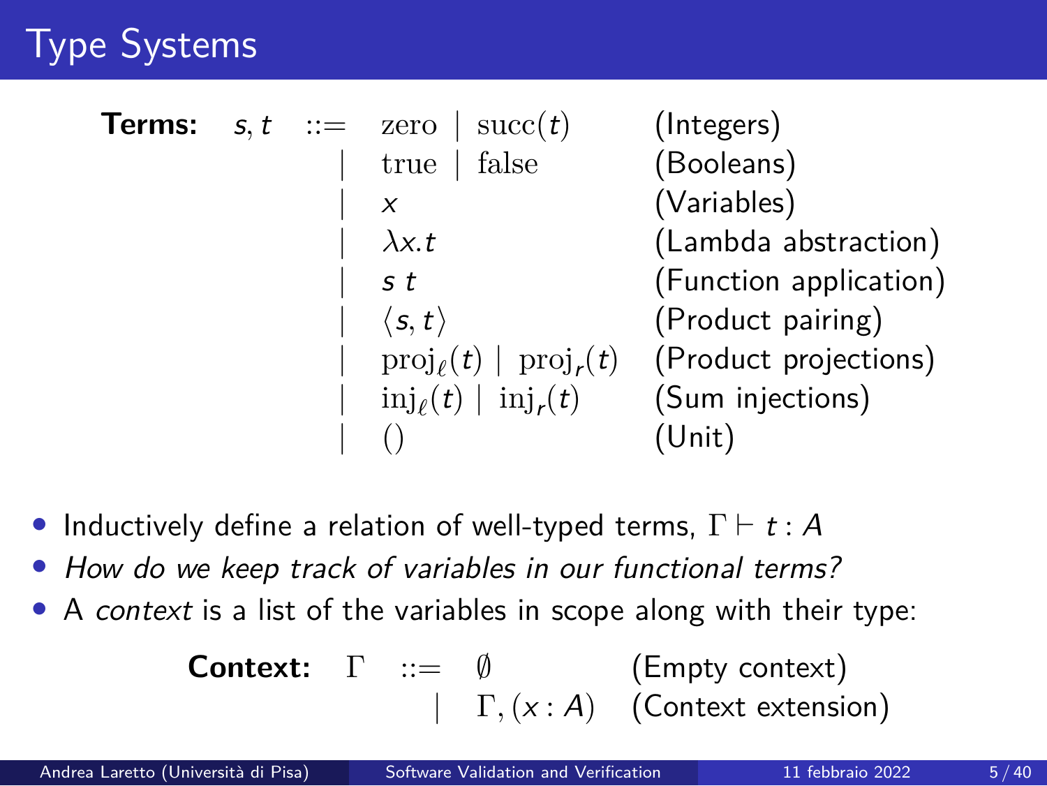# Type Systems

**Terms:**

$$
\begin{array}{rcll}
s, t & ::= & \text{zero} \mid \text{succ}(t) & \text{(Integers)} \\
& \mid & \text{true} \mid \text{false} & \text{(Booleans)} \\
& \mid & x & \text{(Variables)} \\
& \mid & \lambda x.t & \text{(Lambda abstraction)} \\
& \mid & s\ t & \text{(Function application)} \\
& \mid & \langle s, t \rangle & \text{(Product pairing)} \\
& \mid & \text{proj}_\ell(t) \mid \text{proj}_r(t) & \text{(Product projections)} \\
& \mid & \text{inj}_\ell(t) \mid \text{inj}_r(t) & \text{(Sum injections)} \\
& \mid & () & \text{(Unit)}
\end{array}
$$

- Inductively define a relation of well-typed terms, $\Gamma \vdash t : A$
- *How do we keep track of variables in our functional terms?*
- A *context* is a list of the variables in scope along with their type:

**Context:**

$$
\begin{array}{rcll}
\Gamma & ::= & \emptyset & \text{(Empty context)} \\
& \mid & \Gamma, (x : A) & \text{(Context extension)}
\end{array}
$$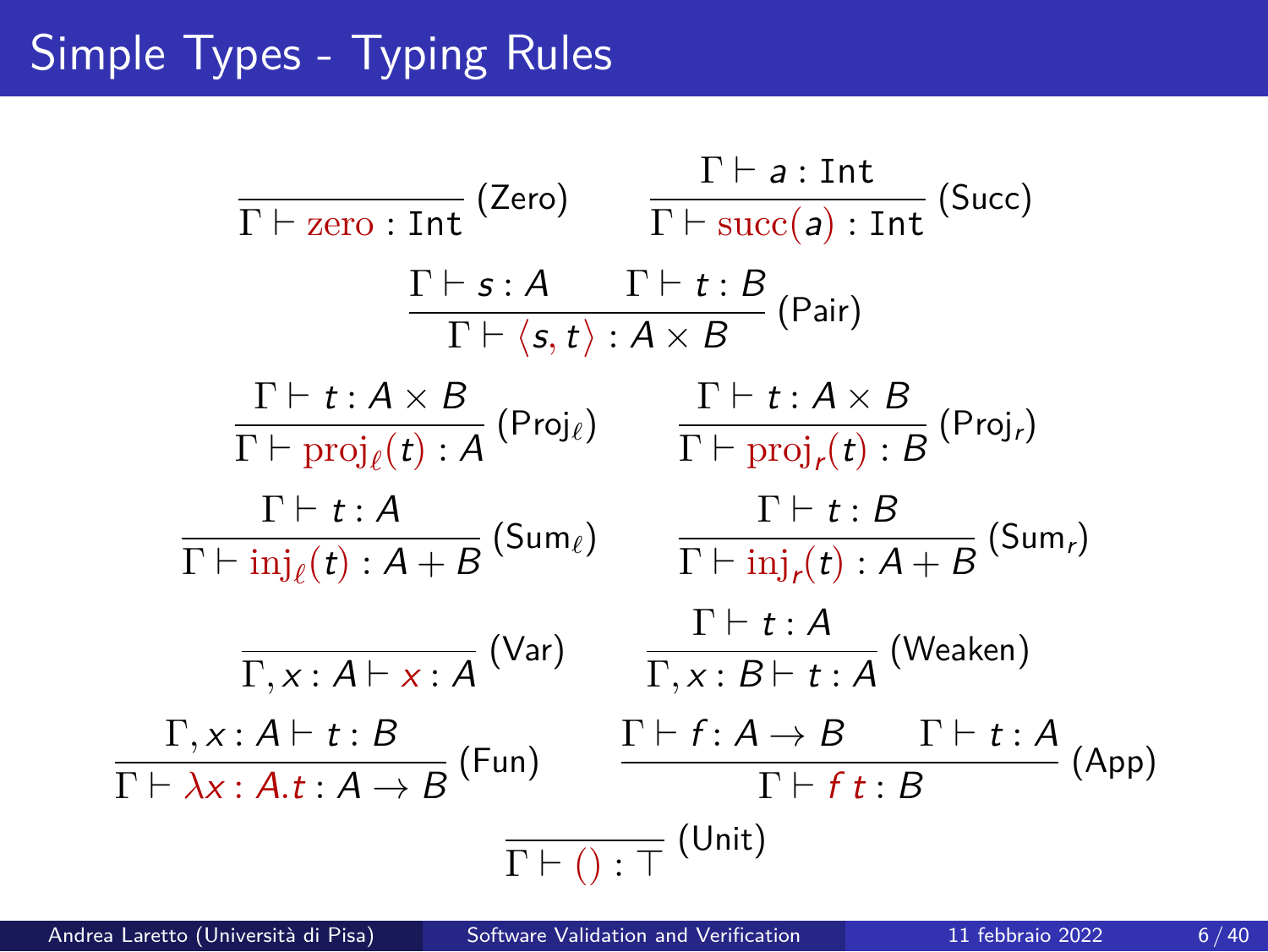# Simple Types - Typing Rules

$$\frac{}{\Gamma \vdash \mathrm{zero} : \mathtt{Int}} \text{(Zero)} \qquad \frac{\Gamma \vdash a : \mathtt{Int}}{\Gamma \vdash \mathrm{succ}(a) : \mathtt{Int}} \text{(Succ)}$$

$$\frac{\Gamma \vdash s : A \qquad \Gamma \vdash t : B}{\Gamma \vdash \langle s, t \rangle : A \times B} \text{(Pair)}$$

$$\frac{\Gamma \vdash t : A \times B}{\Gamma \vdash \mathrm{proj}_\ell(t) : A} \text{(Proj}_\ell\text{)} \qquad \frac{\Gamma \vdash t : A \times B}{\Gamma \vdash \mathrm{proj}_r(t) : B} \text{(Proj}_r\text{)}$$

$$\frac{\Gamma \vdash t : A}{\Gamma \vdash \mathrm{inj}_\ell(t) : A + B} \text{(Sum}_\ell\text{)} \qquad \frac{\Gamma \vdash t : B}{\Gamma \vdash \mathrm{inj}_r(t) : A + B} \text{(Sum}_r\text{)}$$

$$\frac{}{\Gamma, x : A \vdash x : A} \text{(Var)} \qquad \frac{\Gamma \vdash t : A}{\Gamma, x : B \vdash t : A} \text{(Weaken)}$$

$$\frac{\Gamma, x : A \vdash t : B}{\Gamma \vdash \lambda x : A.t : A \to B} \text{(Fun)} \qquad \frac{\Gamma \vdash f : A \to B \qquad \Gamma \vdash t : A}{\Gamma \vdash f\, t : B} \text{(App)}$$

$$\frac{}{\Gamma \vdash () : \top} \text{(Unit)}$$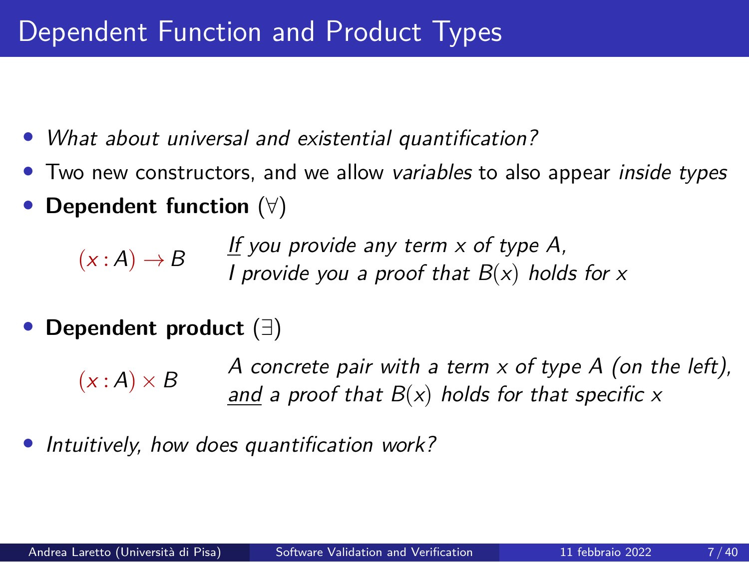# Dependent Function and Product Types

- *What about universal and existential quantification?*
- Two new constructors, and we allow *variables* to also appear *inside types*
- **Dependent function** ($\forall$)

  $(x : A) \to B$ — *If you provide any term $x$ of type $A$, I provide you a proof that $B(x)$ holds for $x$*

- **Dependent product** ($\exists$)

  $(x : A) \times B$ — *A concrete pair with a term $x$ of type $A$ (on the left), and a proof that $B(x)$ holds for that specific $x$*

- *Intuitively, how does quantification work?*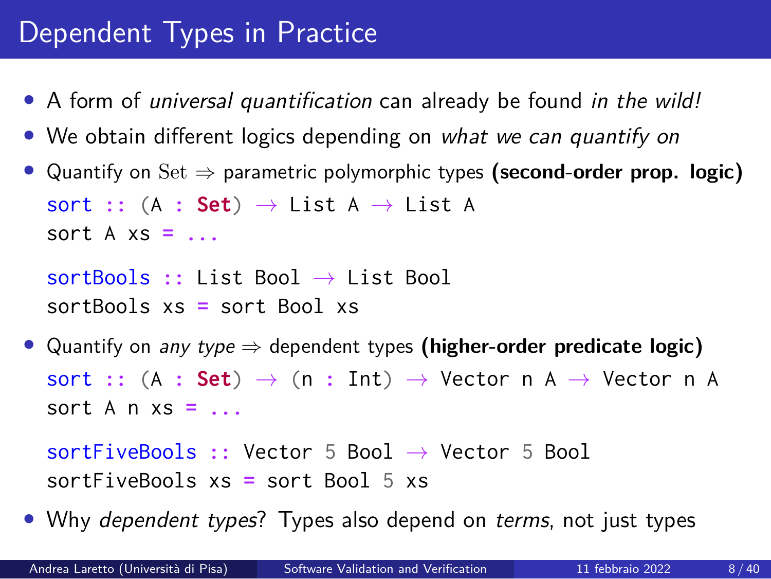# Dependent Types in Practice

- A form of *universal quantification* can already be found *in the wild!*
- We obtain different logics depending on *what we can quantify on*
- Quantify on $\mathrm{Set}$ ⇒ parametric polymorphic types **(second-order prop. logic)**

```
sort :: (A : Set) → List A → List A
sort A xs = ...

sortBools :: List Bool → List Bool
sortBools xs = sort Bool xs
```

- Quantify on *any type* ⇒ dependent types **(higher-order predicate logic)**

```
sort :: (A : Set) → (n : Int) → Vector n A → Vector n A
sort A n xs = ...

sortFiveBools :: Vector 5 Bool → Vector 5 Bool
sortFiveBools xs = sort Bool 5 xs
```

- Why *dependent types*? Types also depend on *terms*, not just types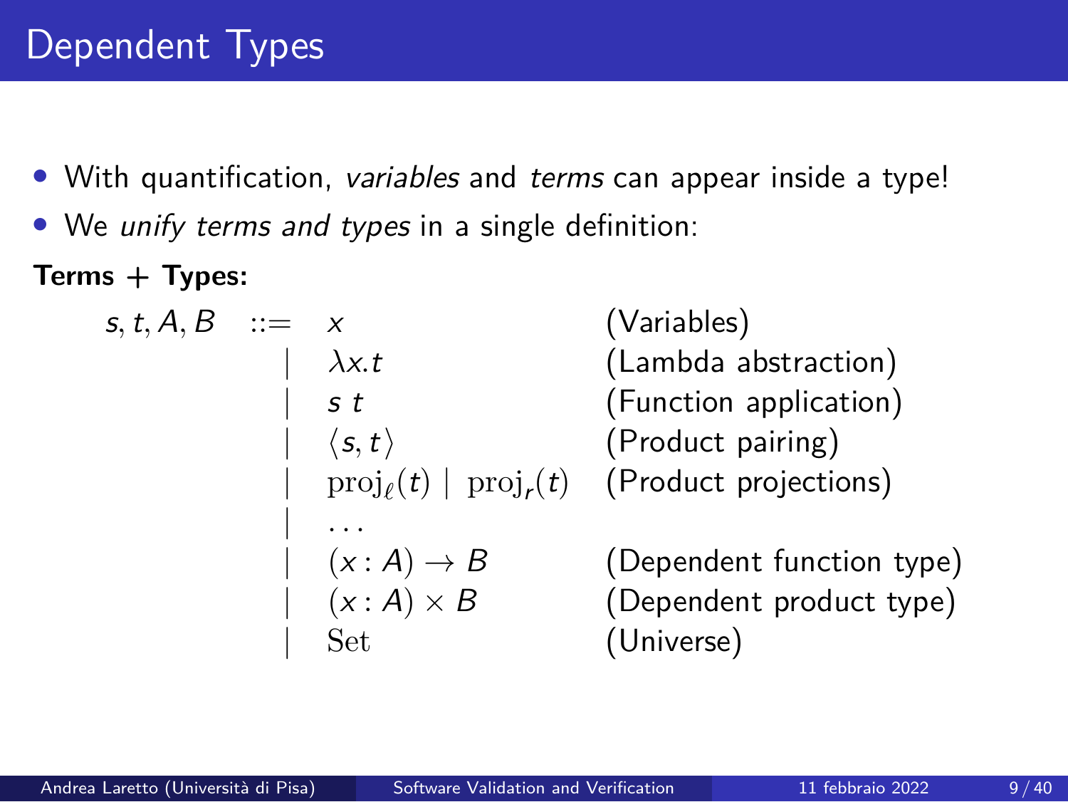# Dependent Types

- With quantification, *variables* and *terms* can appear inside a type!
- We *unify terms and types* in a single definition:

**Terms + Types:**

$$
\begin{array}{rcll}
s, t, A, B & ::= & x & \text{(Variables)} \\
& | & \lambda x.t & \text{(Lambda abstraction)} \\
& | & s\ t & \text{(Function application)} \\
& | & \langle s, t \rangle & \text{(Product pairing)} \\
& | & \mathrm{proj}_\ell(t) \mid \mathrm{proj}_r(t) & \text{(Product projections)} \\
& | & \ldots & \\
& | & (x : A) \to B & \text{(Dependent function type)} \\
& | & (x : A) \times B & \text{(Dependent product type)} \\
& | & \mathrm{Set} & \text{(Universe)}
\end{array}
$$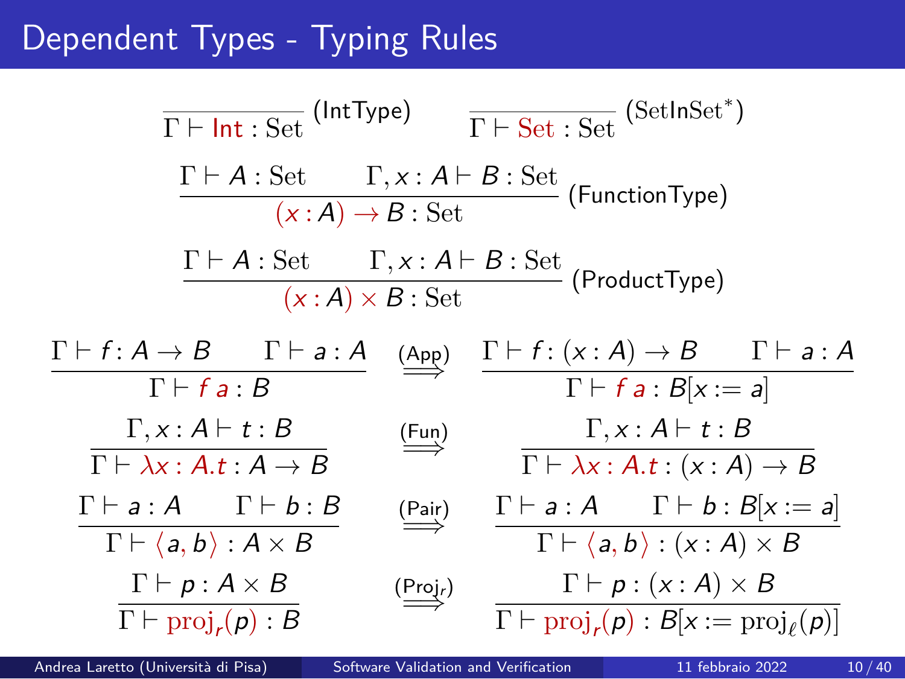# Dependent Types - Typing Rules

$$\frac{}{\Gamma \vdash \mathsf{Int} : \mathrm{Set}} \text{ (IntType)} \qquad \frac{}{\Gamma \vdash \mathrm{Set} : \mathrm{Set}} \text{ (SetInSet}^*\text{)}$$

$$\frac{\Gamma \vdash A : \mathrm{Set} \qquad \Gamma, x : A \vdash B : \mathrm{Set}}{(x : A) \to B : \mathrm{Set}} \text{ (FunctionType)}$$

$$\frac{\Gamma \vdash A : \mathrm{Set} \qquad \Gamma, x : A \vdash B : \mathrm{Set}}{(x : A) \times B : \mathrm{Set}} \text{ (ProductType)}$$

$$\frac{\Gamma \vdash f : A \to B \qquad \Gamma \vdash a : A}{\Gamma \vdash f\ a : B} \overset{\text{(App)}}{\Longrightarrow} \frac{\Gamma \vdash f : (x : A) \to B \qquad \Gamma \vdash a : A}{\Gamma \vdash f\ a : B[x := a]}$$

$$\frac{\Gamma, x : A \vdash t : B}{\Gamma \vdash \lambda x : A.t : A \to B} \overset{\text{(Fun)}}{\Longrightarrow} \frac{\Gamma, x : A \vdash t : B}{\Gamma \vdash \lambda x : A.t : (x : A) \to B}$$

$$\frac{\Gamma \vdash a : A \qquad \Gamma \vdash b : B}{\Gamma \vdash \langle a, b \rangle : A \times B} \overset{\text{(Pair)}}{\Longrightarrow} \frac{\Gamma \vdash a : A \qquad \Gamma \vdash b : B[x := a]}{\Gamma \vdash \langle a, b \rangle : (x : A) \times B}$$

$$\frac{\Gamma \vdash p : A \times B}{\Gamma \vdash \mathrm{proj}_r(p) : B} \overset{\text{(Proj}_r\text{)}}{\Longrightarrow} \frac{\Gamma \vdash p : (x : A) \times B}{\Gamma \vdash \mathrm{proj}_r(p) : B[x := \mathrm{proj}_\ell(p)]}$$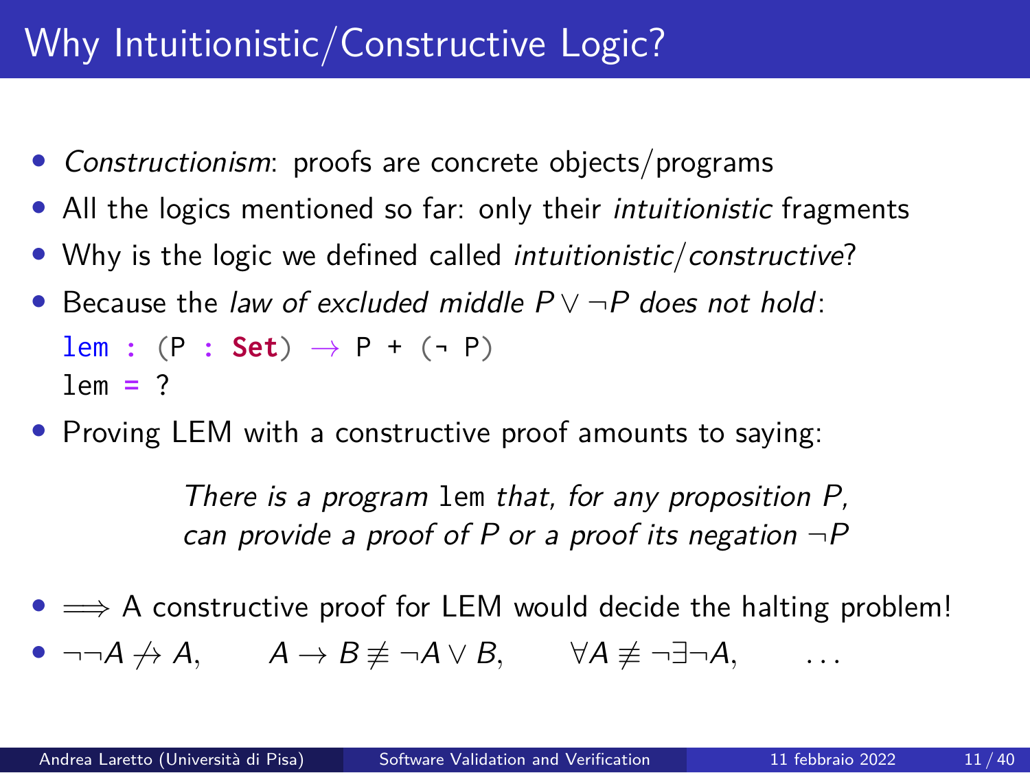# Why Intuitionistic/Constructive Logic?

- *Constructionism*: proofs are concrete objects/programs
- All the logics mentioned so far: only their *intuitionistic* fragments
- Why is the logic we defined called *intuitionistic*/*constructive*?
- Because the *law of excluded middle $P \lor \neg P$ does not hold*:

```
lem : (P : Set) → P + (¬ P)
lem = ?
```

- Proving LEM with a constructive proof amounts to saying:

  *There is a program* `lem` *that, for any proposition P, can provide a proof of P or a proof its negation $\neg P$*

- $\Longrightarrow$ A constructive proof for LEM would decide the halting problem!
- $\neg\neg A \not\to A, \qquad A \to B \not\equiv \neg A \lor B, \qquad \forall A \not\equiv \neg\exists\neg A, \qquad \ldots$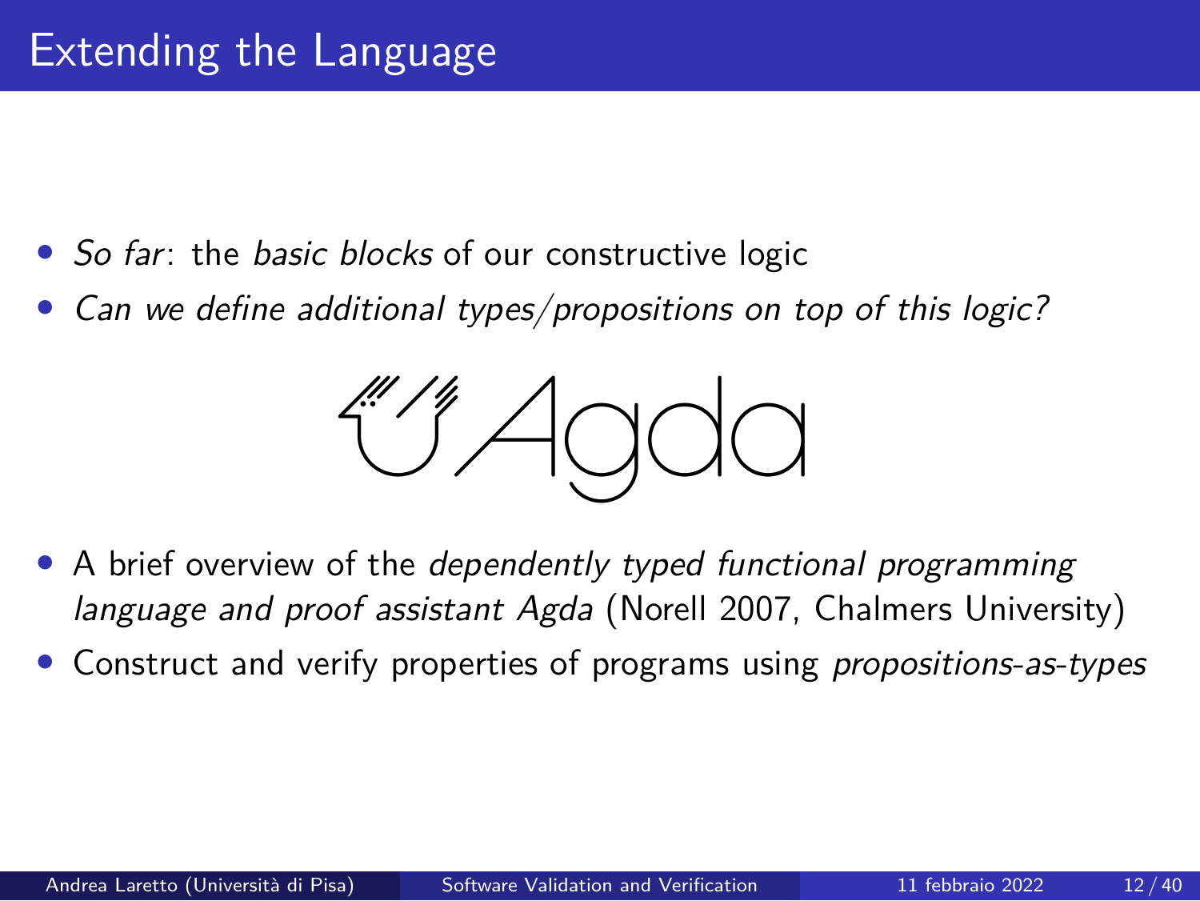# Extending the Language

- *So far*: the *basic blocks* of our constructive logic
- *Can we define additional types/propositions on top of this logic?*

Agda

- A brief overview of the *dependently typed functional programming language and proof assistant Agda* (Norell 2007, Chalmers University)
- Construct and verify properties of programs using *propositions-as-types*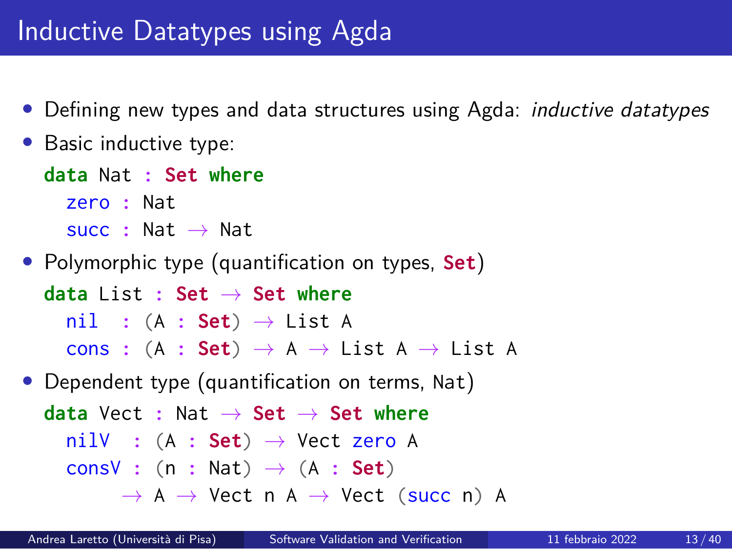# Inductive Datatypes using Agda

- Defining new types and data structures using Agda: *inductive datatypes*
- Basic inductive type:

```
data Nat : Set where
  zero : Nat
  succ : Nat → Nat
```

- Polymorphic type (quantification on types, **Set**)

```
data List : Set → Set where
  nil  : (A : Set) → List A
  cons : (A : Set) → A → List A → List A
```

- Dependent type (quantification on terms, Nat)

```
data Vect : Nat → Set → Set where
  nilV  : (A : Set) → Vect zero A
  consV : (n : Nat) → (A : Set)
       → A → Vect n A → Vect (succ n) A
```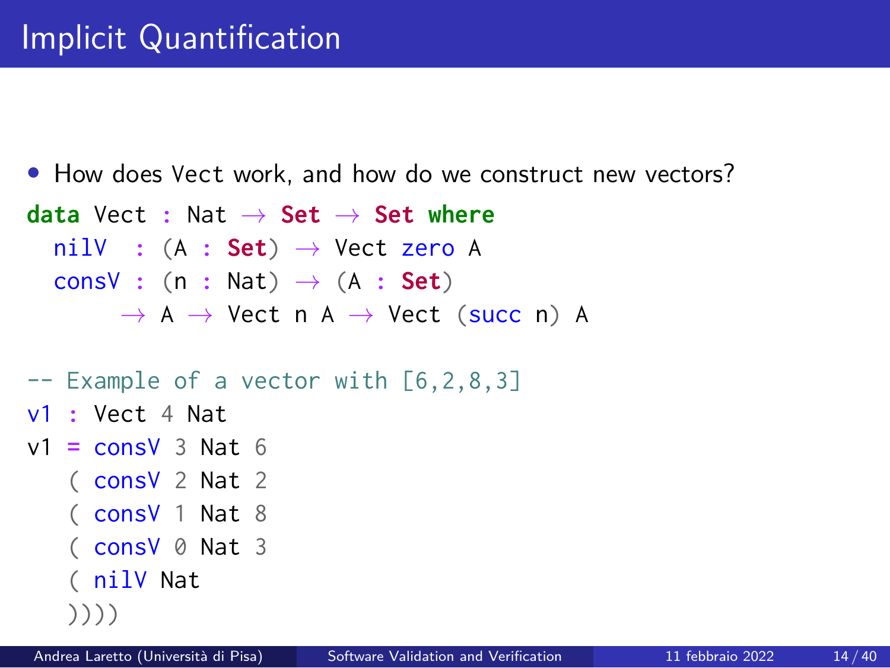# Implicit Quantification

- How does Vect work, and how do we construct new vectors?

```
data Vect : Nat → Set → Set where
  nilV  : (A : Set) → Vect zero A
  consV : (n : Nat) → (A : Set)
      → A → Vect n A → Vect (succ n) A

-- Example of a vector with [6,2,8,3]
v1 : Vect 4 Nat
v1 = consV 3 Nat 6
   ( consV 2 Nat 2
   ( consV 1 Nat 8
   ( consV 0 Nat 3
   ( nilV Nat
   ))))
```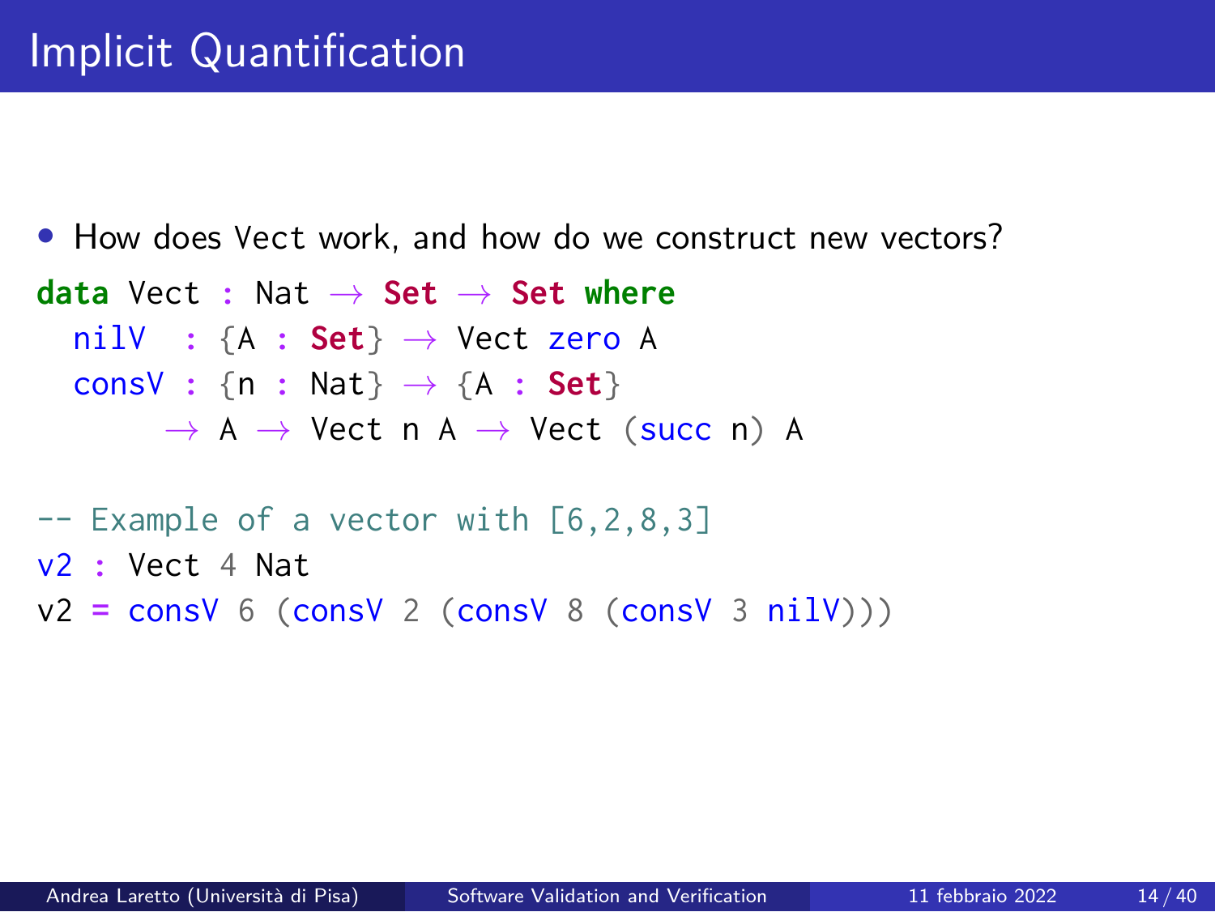# Implicit Quantification

- How does Vect work, and how do we construct new vectors?

```
data Vect : Nat → Set → Set where
  nilV  : {A : Set} → Vect zero A
  consV : {n : Nat} → {A : Set}
       → A → Vect n A → Vect (succ n) A

-- Example of a vector with [6,2,8,3]
v2 : Vect 4 Nat
v2 = consV 6 (consV 2 (consV 8 (consV 3 nilV)))
```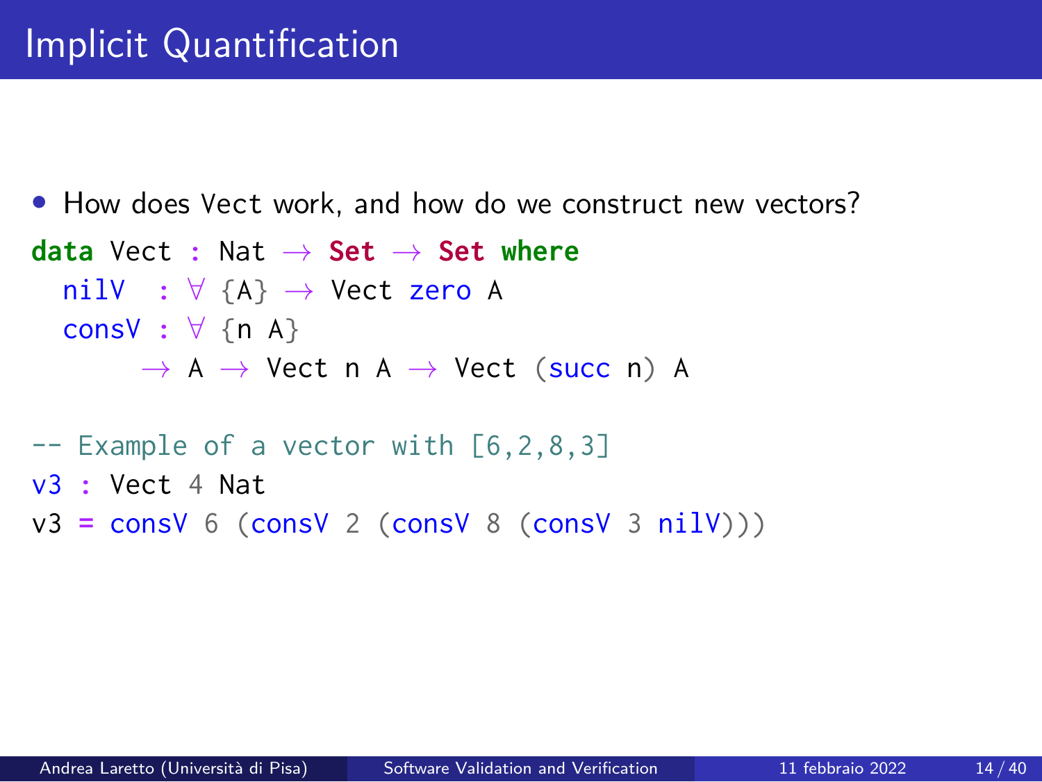# Implicit Quantification

- How does Vect work, and how do we construct new vectors?

```
data Vect : Nat → Set → Set where
  nilV  : ∀ {A} → Vect zero A
  consV : ∀ {n A}
       → A → Vect n A → Vect (succ n) A

-- Example of a vector with [6,2,8,3]
v3 : Vect 4 Nat
v3 = consV 6 (consV 2 (consV 8 (consV 3 nilV)))
```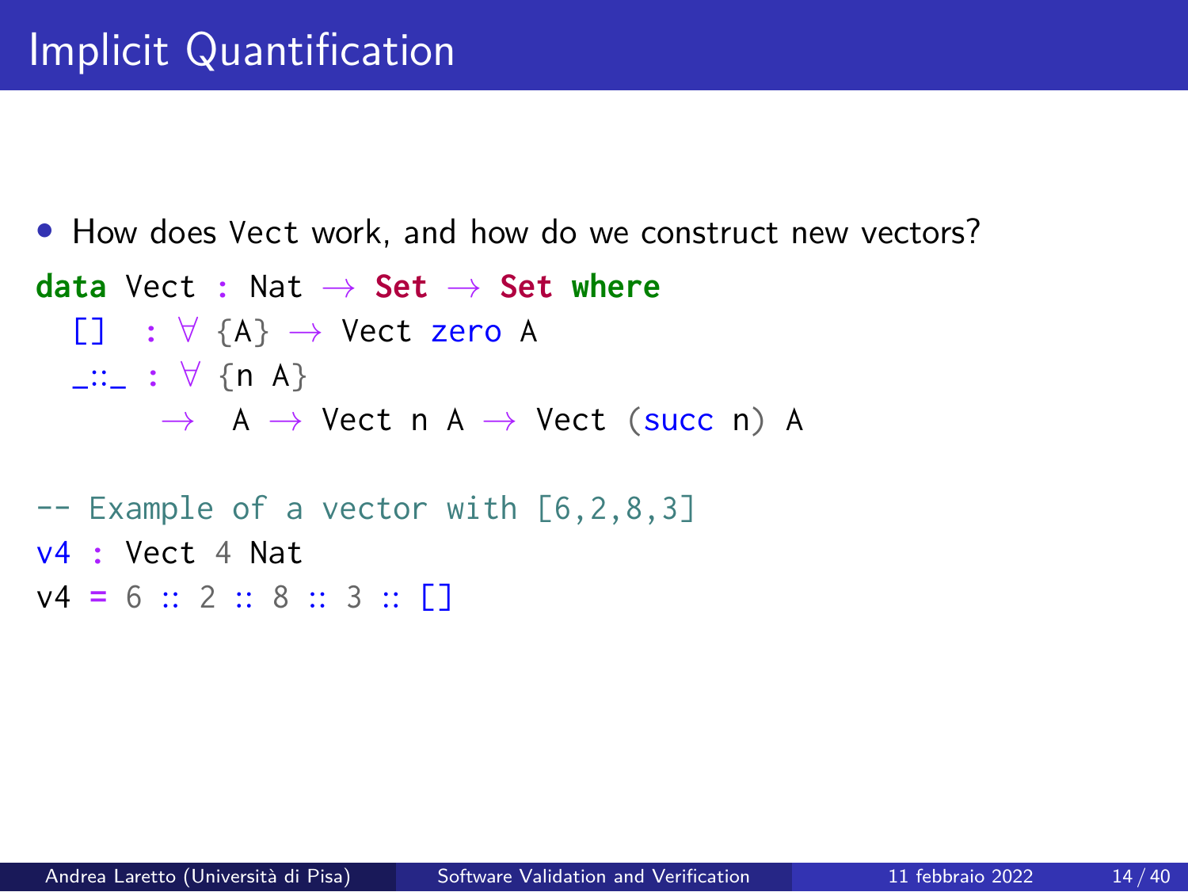# Implicit Quantification

- How does Vect work, and how do we construct new vectors?

```
data Vect : Nat → Set → Set where
  []   : ∀ {A} → Vect zero A
  _::_ : ∀ {n A}
       →  A → Vect n A → Vect (succ n) A

-- Example of a vector with [6,2,8,3]
v4 : Vect 4 Nat
v4 = 6 :: 2 :: 8 :: 3 :: []
```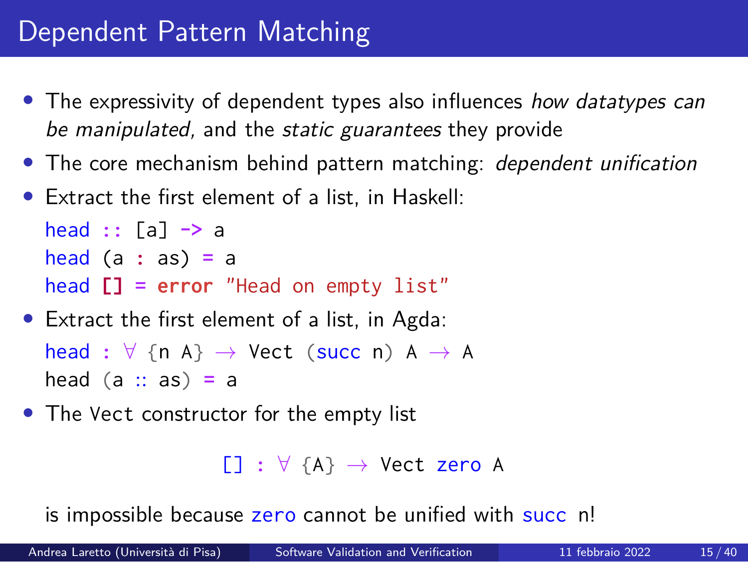# Dependent Pattern Matching

- The expressivity of dependent types also influences *how datatypes can be manipulated*, and the *static guarantees* they provide
- The core mechanism behind pattern matching: *dependent unification*
- Extract the first element of a list, in Haskell:

```haskell
head :: [a] -> a
head (a : as) = a
head [] = error "Head on empty list"
```

- Extract the first element of a list, in Agda:

```agda
head : ∀ {n A} → Vect (succ n) A → A
head (a :: as) = a
```

- The `Vect` constructor for the empty list

```agda
[] : ∀ {A} → Vect zero A
```

  is impossible because `zero` cannot be unified with `succ n`!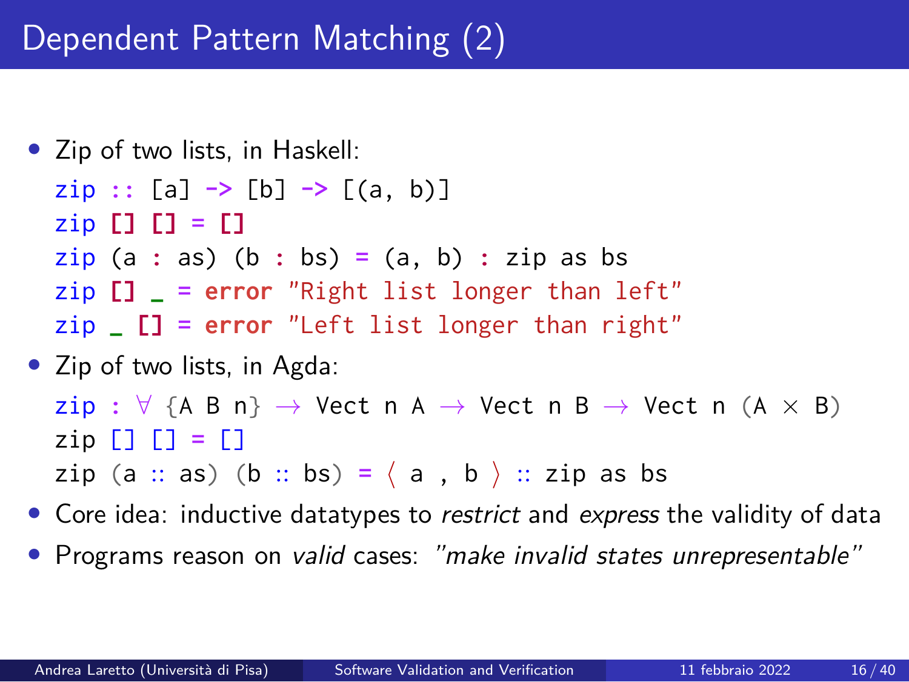# Dependent Pattern Matching (2)

- Zip of two lists, in Haskell:

```haskell
zip :: [a] -> [b] -> [(a, b)]
zip [] [] = []
zip (a : as) (b : bs) = (a, b) : zip as bs
zip [] _ = error "Right list longer than left"
zip _ [] = error "Left list longer than right"
```

- Zip of two lists, in Agda:

```agda
zip : ∀ {A B n} → Vect n A → Vect n B → Vect n (A × B)
zip [] [] = []
zip (a :: as) (b :: bs) = ⟨ a , b ⟩ :: zip as bs
```

- Core idea: inductive datatypes to *restrict* and *express* the validity of data
- Programs reason on *valid* cases: *"make invalid states unrepresentable"*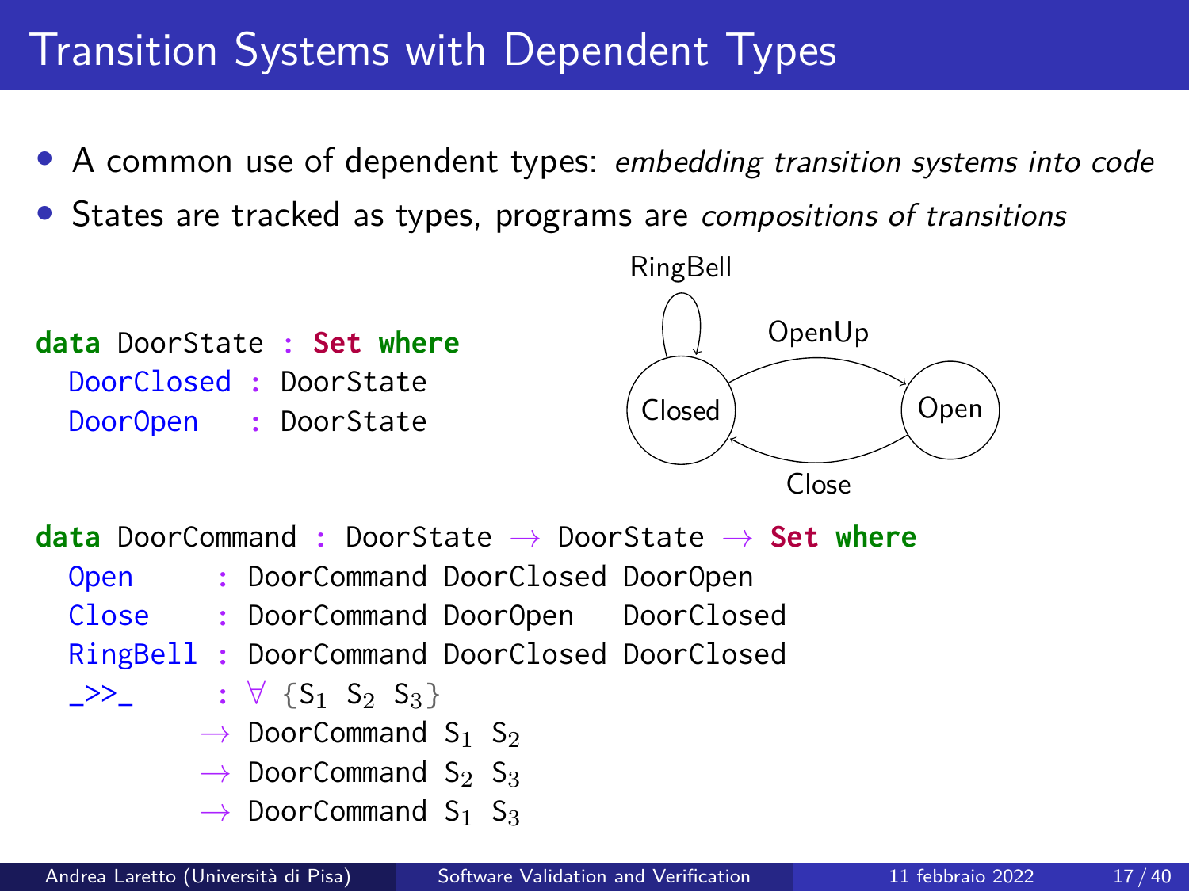# Transition Systems with Dependent Types

- A common use of dependent types: *embedding transition systems into code*
- States are tracked as types, programs are *compositions of transitions*

```
data DoorState : Set where
  DoorClosed : DoorState
  DoorOpen   : DoorState
```

RingBell

OpenUp

Closed

Open

Close

```
data DoorCommand : DoorState → DoorState → Set where
  Open     : DoorCommand DoorClosed DoorOpen
  Close    : DoorCommand DoorOpen   DoorClosed
  RingBell : DoorCommand DoorClosed DoorClosed
  _>>_     : ∀ {S₁ S₂ S₃}
           → DoorCommand S₁ S₂
           → DoorCommand S₂ S₃
           → DoorCommand S₁ S₃
```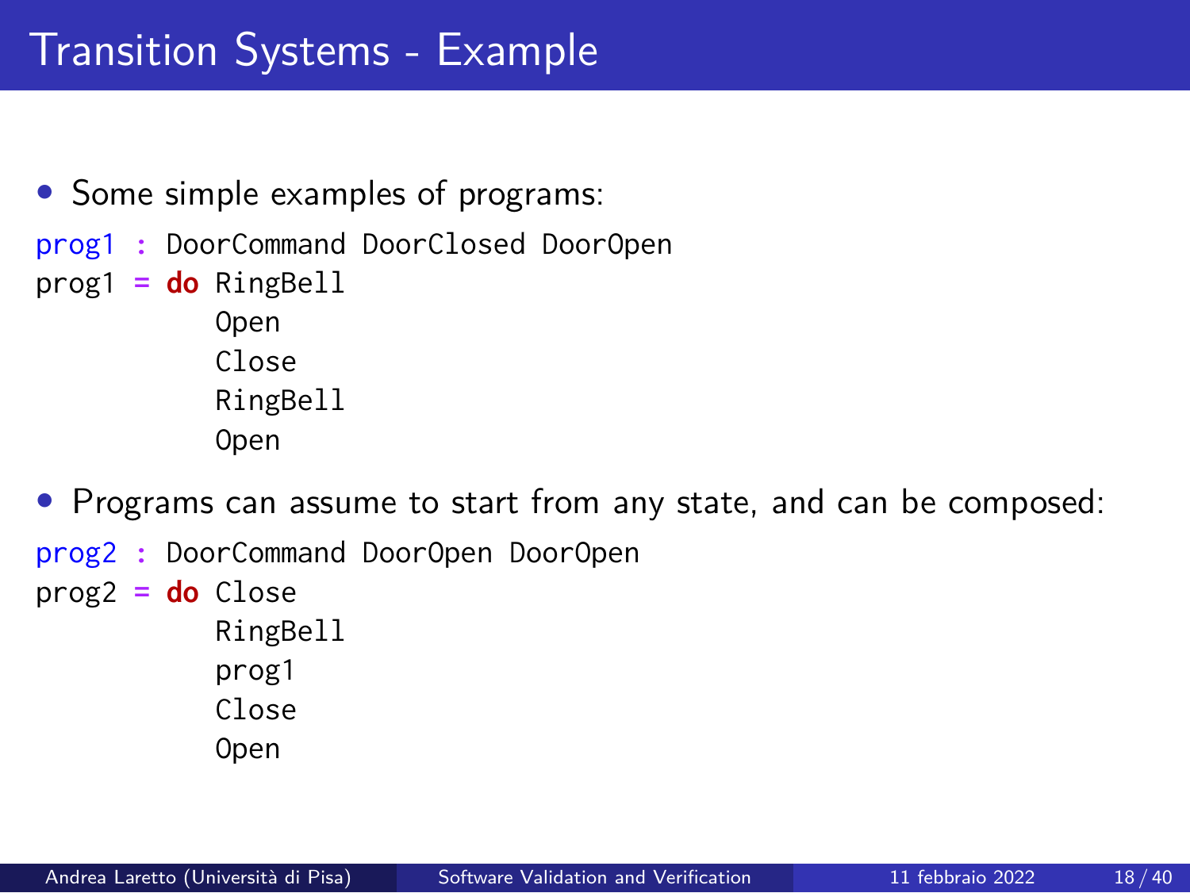# Transition Systems - Example

- Some simple examples of programs:

```
prog1 : DoorCommand DoorClosed DoorOpen
prog1 = do RingBell
           Open
           Close
           RingBell
           Open
```

- Programs can assume to start from any state, and can be composed:

```
prog2 : DoorCommand DoorOpen DoorOpen
prog2 = do Close
           RingBell
           prog1
           Close
           Open
```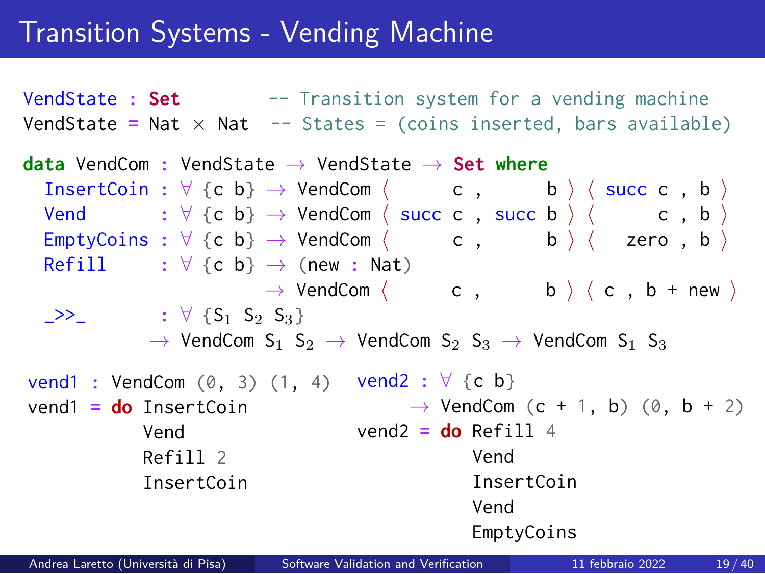# Transition Systems - Vending Machine

```
VendState : Set          -- Transition system for a vending machine
VendState = Nat × Nat    -- States = (coins inserted, bars available)

data VendCom : VendState → VendState → Set where
  InsertCoin : ∀ {c b} → VendCom ⟨      c ,      b ⟩ ⟨ succ c , b ⟩
  Vend       : ∀ {c b} → VendCom ⟨ succ c , succ b ⟩ ⟨      c , b ⟩
  EmptyCoins : ∀ {c b} → VendCom ⟨      c ,      b ⟩ ⟨   zero , b ⟩
  Refill     : ∀ {c b} → (new : Nat)
                       → VendCom ⟨      c ,      b ⟩ ⟨ c , b + new ⟩
  _>>_       : ∀ {S₁ S₂ S₃}
             → VendCom S₁ S₂ → VendCom S₂ S₃ → VendCom S₁ S₃
```

```
vend1 : VendCom (0, 3) (1, 4)
vend1 = do InsertCoin
           Vend
           Refill 2
           InsertCoin
```

```
vend2 : ∀ {c b}
      → VendCom (c + 1, b) (0, b + 2)
vend2 = do Refill 4
           Vend
           InsertCoin
           Vend
           EmptyCoins
```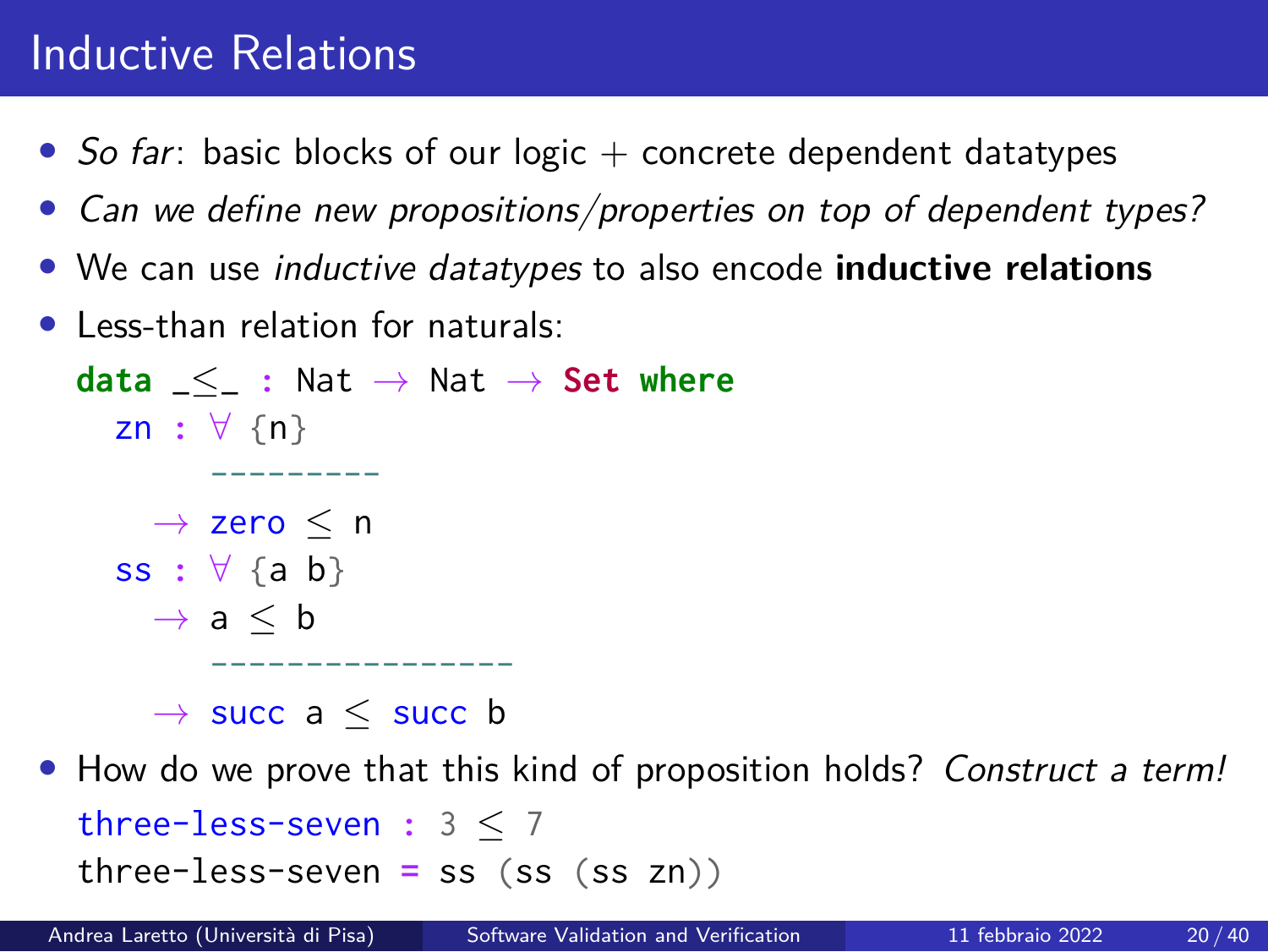# Inductive Relations

- *So far*: basic blocks of our logic + concrete dependent datatypes
- *Can we define new propositions/properties on top of dependent types?*
- We can use *inductive datatypes* to also encode **inductive relations**
- Less-than relation for naturals:

```
data _≤_ : Nat → Nat → Set where
  zn : ∀ {n}
       ---------
     → zero ≤ n
  ss : ∀ {a b}
     → a ≤ b
       ---------------
     → succ a ≤ succ b
```

- How do we prove that this kind of proposition holds? *Construct a term!*

```
three-less-seven : 3 ≤ 7
three-less-seven = ss (ss (ss zn))
```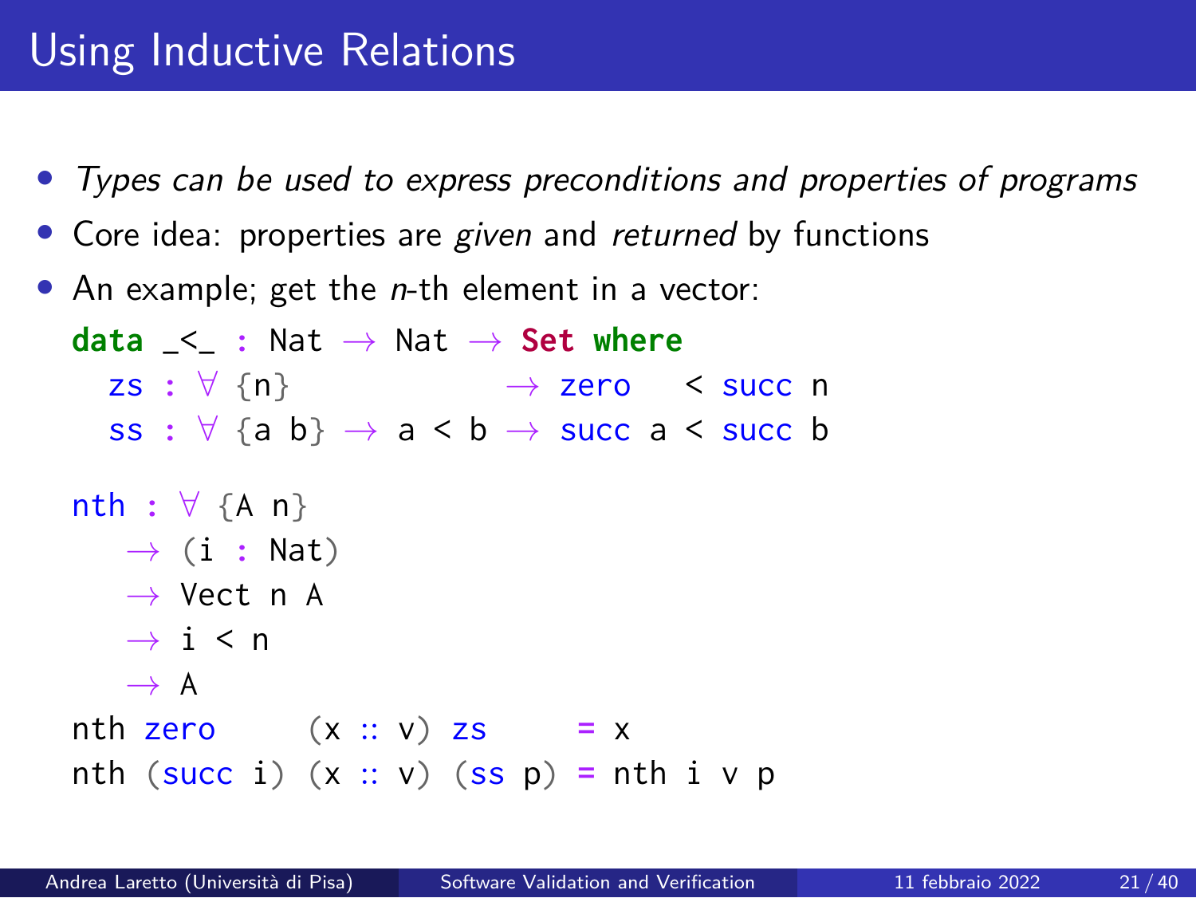# Using Inductive Relations

- *Types can be used to express preconditions and properties of programs*
- Core idea: properties are *given* and *returned* by functions
- An example; get the *n*-th element in a vector:

```
data _<_ : Nat → Nat → Set where
  zs : ∀ {n}             → zero   < succ n
  ss : ∀ {a b} → a < b → succ a < succ b

nth : ∀ {A n}
   → (i : Nat)
   → Vect n A
   → i < n
   → A
nth zero     (x ∷ v) zs     = x
nth (succ i) (x ∷ v) (ss p) = nth i v p
```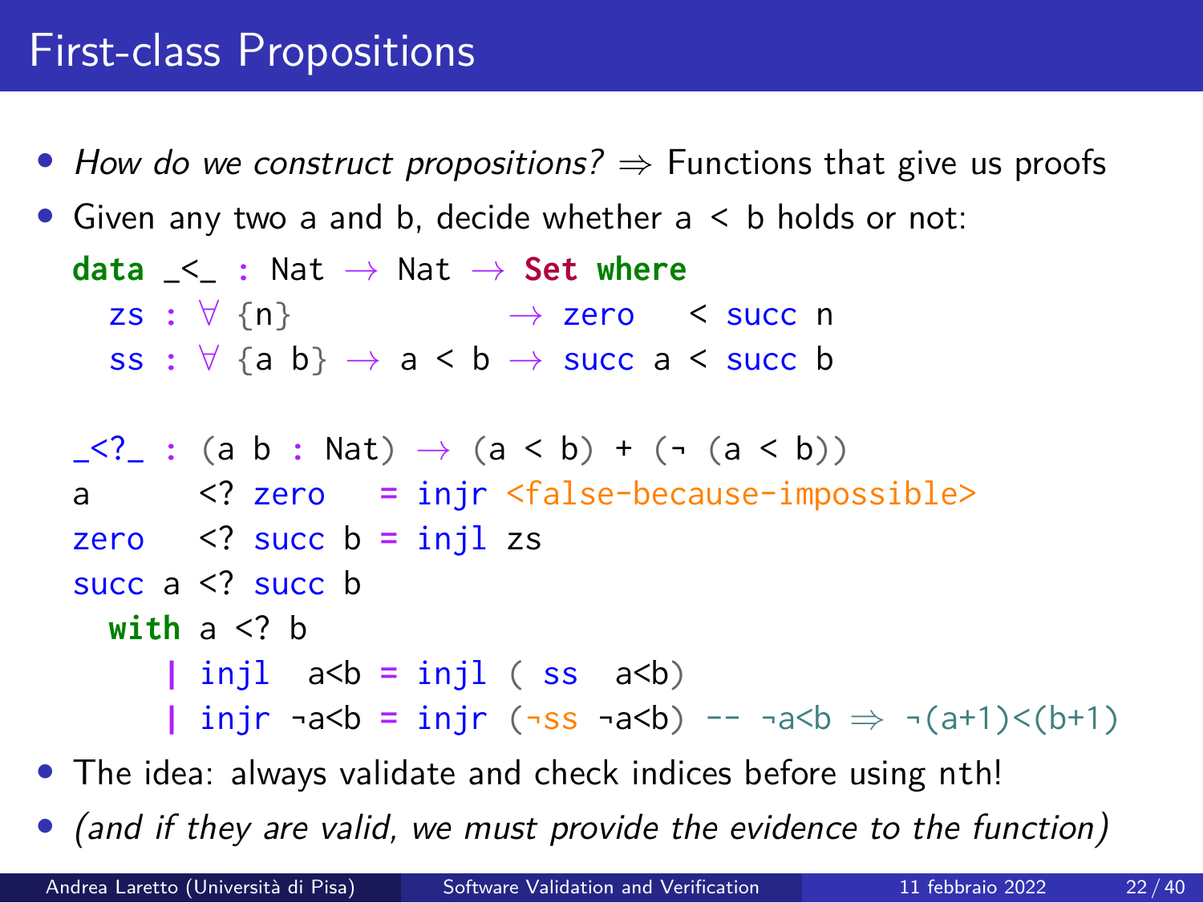# First-class Propositions

- *How do we construct propositions?* ⇒ Functions that give us proofs
- Given any two a and b, decide whether a < b holds or not:

```
data _<_ : Nat → Nat → Set where
  zs : ∀ {n}             → zero   < succ n
  ss : ∀ {a b} → a < b → succ a < succ b

_<?_ : (a b : Nat) → (a < b) + (¬ (a < b))
a      <? zero   = injr <false-because-impossible>
zero   <? succ b = injl zs
succ a <? succ b
  with a <? b
     | injl  a<b = injl ( ss  a<b)
     | injr ¬a<b = injr (¬ss ¬a<b) -- ¬a<b ⇒ ¬(a+1)<(b+1)
```

- The idea: always validate and check indices before using nth!
- *(and if they are valid, we must provide the evidence to the function)*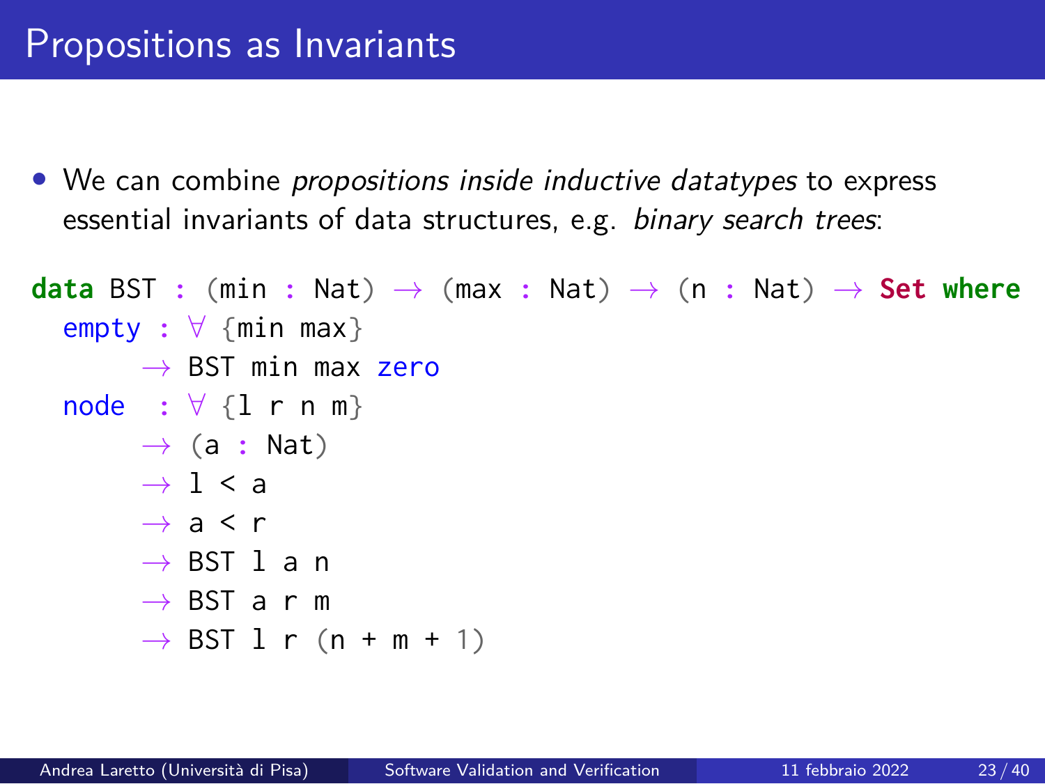# Propositions as Invariants

- We can combine *propositions inside inductive datatypes* to express essential invariants of data structures, e.g. *binary search trees*:

```
data BST : (min : Nat) → (max : Nat) → (n : Nat) → Set where
  empty : ∀ {min max}
        → BST min max zero
  node  : ∀ {l r n m}
        → (a : Nat)
        → l < a
        → a < r
        → BST l a n
        → BST a r m
        → BST l r (n + m + 1)
```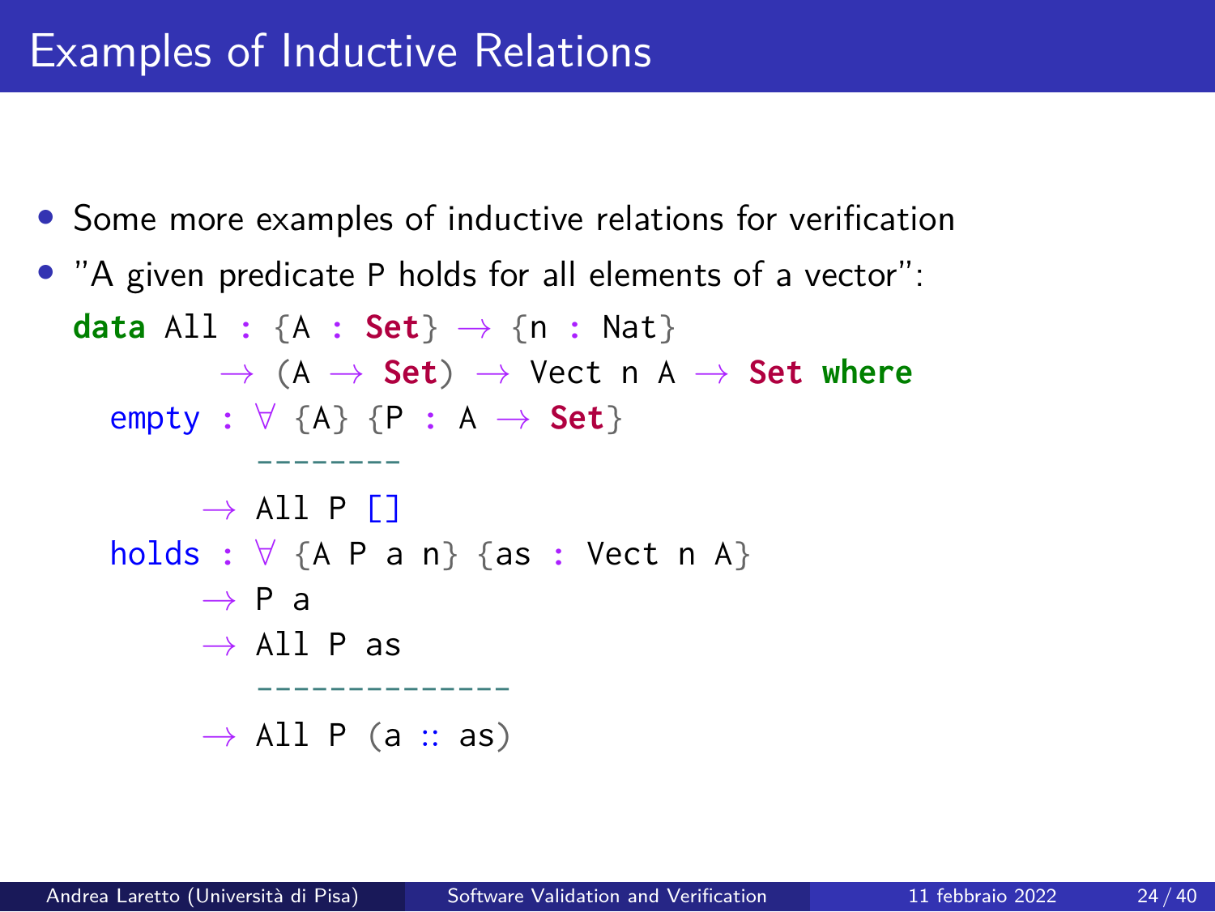# Examples of Inductive Relations

- Some more examples of inductive relations for verification
- "A given predicate P holds for all elements of a vector":

```
data All : {A : Set} → {n : Nat}
       → (A → Set) → Vect n A → Set where
  empty : ∀ {A} {P : A → Set}
          --------
        → All P []
  holds : ∀ {A P a n} {as : Vect n A}
        → P a
        → All P as
          -------------
        → All P (a :: as)
```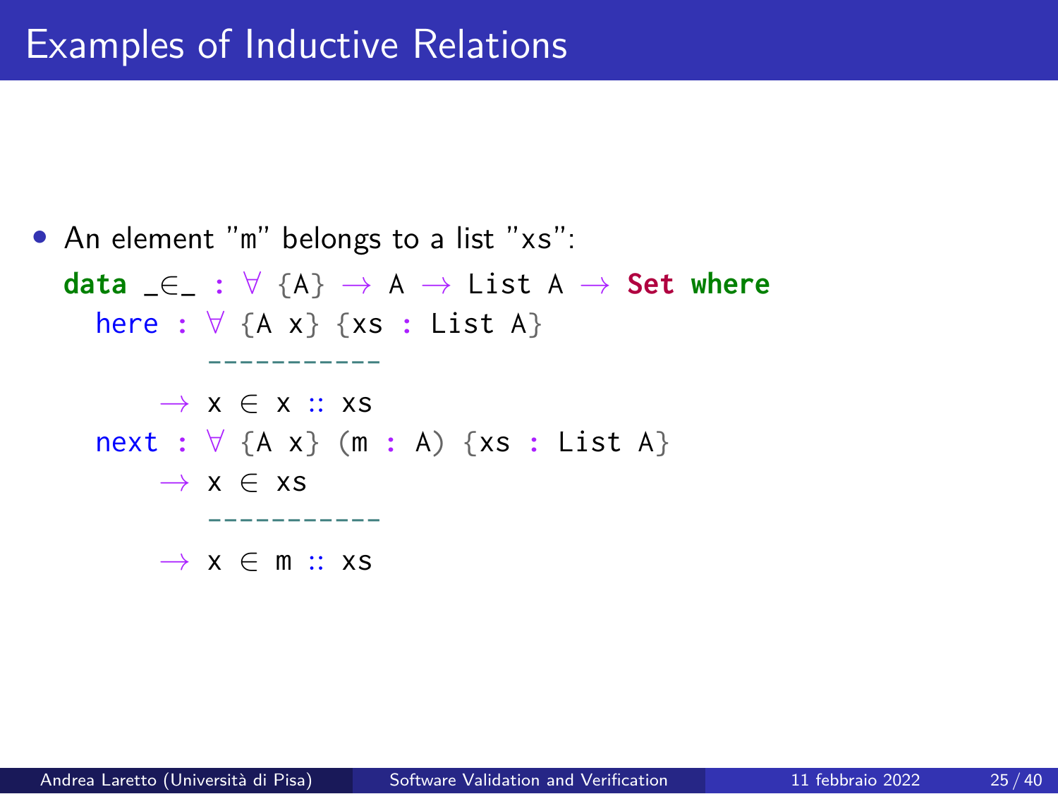# Examples of Inductive Relations

- An element "m" belongs to a list "xs":

```
data _∈_ : ∀ {A} → A → List A → Set where
  here : ∀ {A x} {xs : List A}
         -----------
       → x ∈ x ∷ xs
  next : ∀ {A x} (m : A) {xs : List A}
       → x ∈ xs
         -----------
       → x ∈ m ∷ xs
```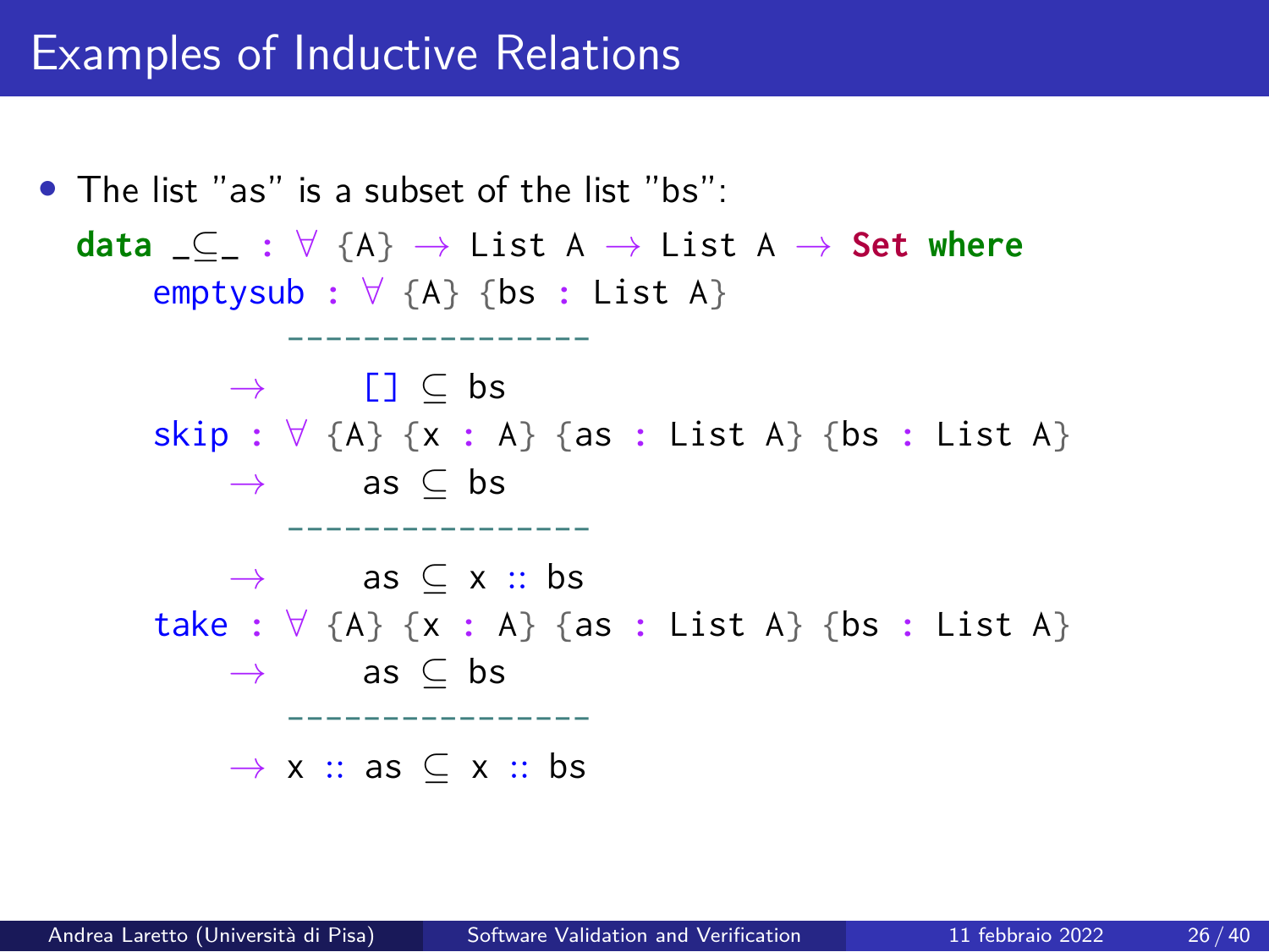# Examples of Inductive Relations

- The list "as" is a subset of the list "bs":

```
data _⊆_ : ∀ {A} → List A → List A → Set where
    emptysub : ∀ {A} {bs : List A}
          ----------------
        →     [] ⊆ bs
    skip : ∀ {A} {x : A} {as : List A} {bs : List A}
        →     as ⊆ bs
          ----------------
        →     as ⊆ x :: bs
    take : ∀ {A} {x : A} {as : List A} {bs : List A}
        →     as ⊆ bs
          ----------------
        → x :: as ⊆ x :: bs
```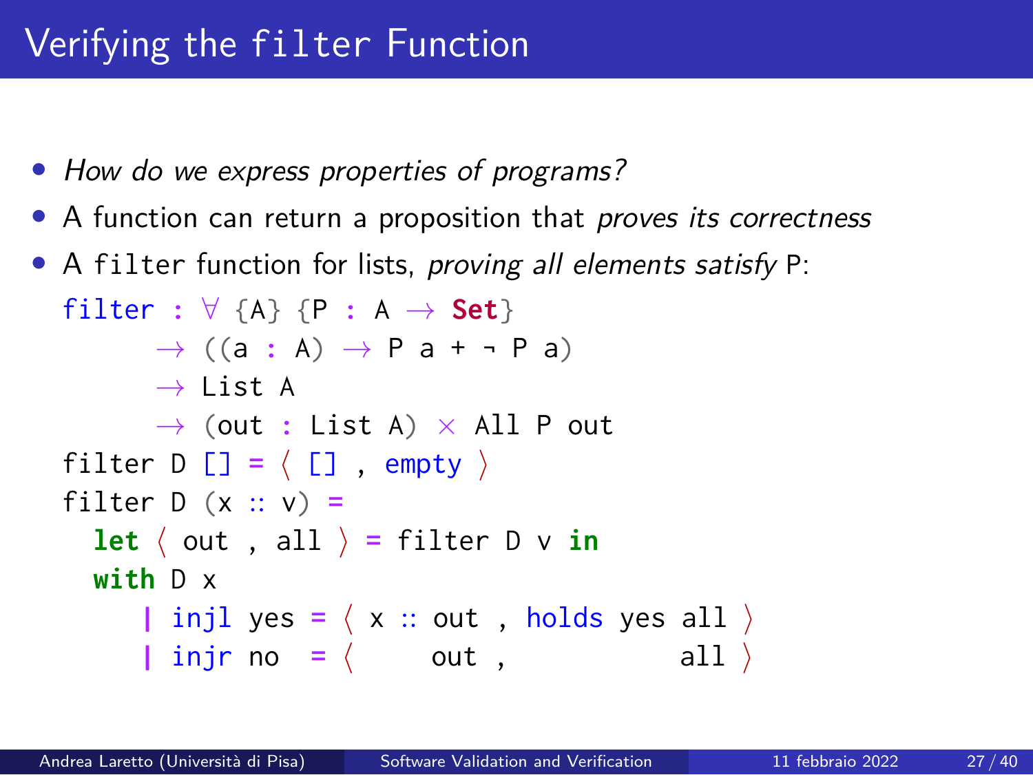# Verifying the `filter` Function

- *How do we express properties of programs?*
- A function can return a proposition that *proves its correctness*
- A `filter` function for lists, *proving all elements satisfy* `P`:

```
filter : ∀ {A} {P : A → Set}
       → ((a : A) → P a + ¬ P a)
       → List A
       → (out : List A) × All P out
filter D [] = ⟨ [] , empty ⟩
filter D (x ∷ v) =
  let ⟨ out , all ⟩ = filter D v in
  with D x
     | injl yes = ⟨ x ∷ out , holds yes all ⟩
     | injr no  = ⟨     out ,           all ⟩
```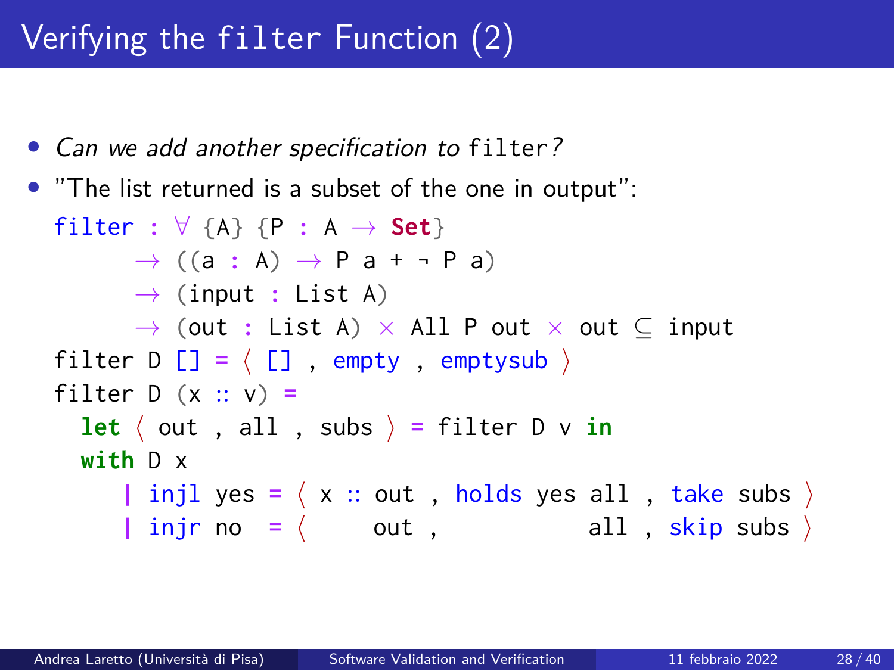# Verifying the filter Function (2)

- *Can we add another specification to* `filter`*?*
- "The list returned is a subset of the one in output":

```
filter : ∀ {A} {P : A → Set}
       → ((a : A) → P a + ¬ P a)
       → (input : List A)
       → (out : List A) × All P out × out ⊆ input
filter D [] = ⟨ [] , empty , emptysub ⟩
filter D (x :: v) =
  let ⟨ out , all , subs ⟩ = filter D v in
  with D x
     | injl yes = ⟨ x :: out , holds yes all , take subs ⟩
     | injr no  = ⟨      out ,           all , skip subs ⟩
```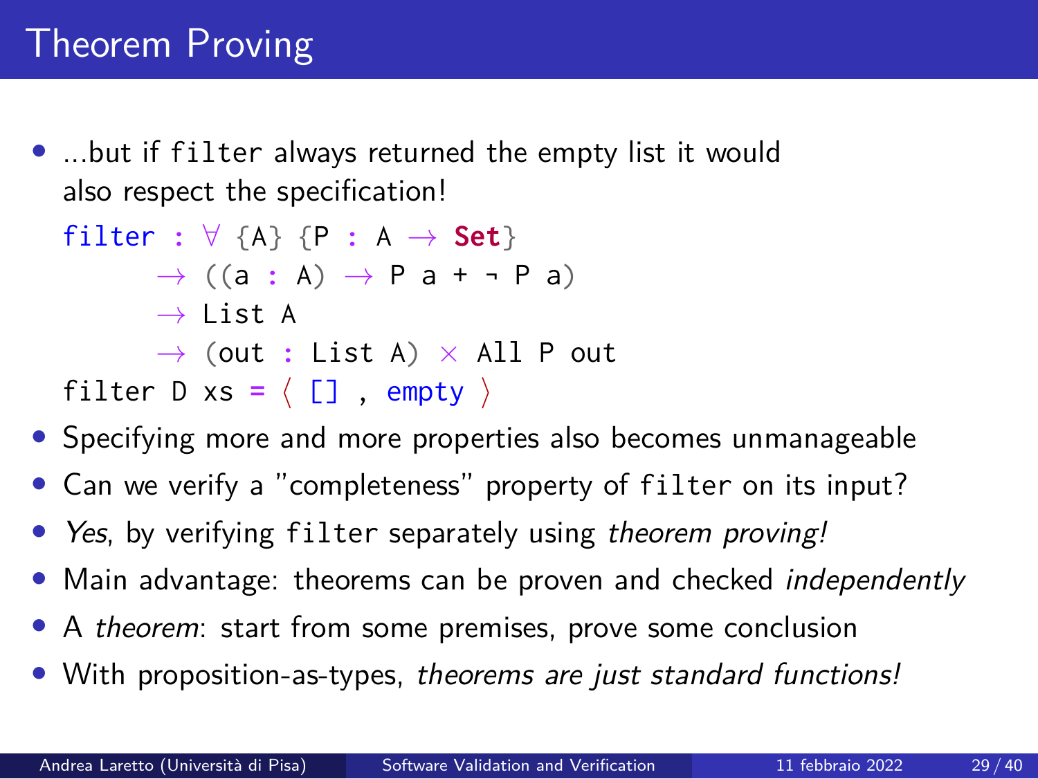# Theorem Proving

- ...but if `filter` always returned the empty list it would also respect the specification!

```
filter : ∀ {A} {P : A → Set}
       → ((a : A) → P a + ¬ P a)
       → List A
       → (out : List A) × All P out
filter D xs = ⟨ [] , empty ⟩
```

- Specifying more and more properties also becomes unmanageable
- Can we verify a "completeness" property of `filter` on its input?
- *Yes*, by verifying `filter` separately using *theorem proving!*
- Main advantage: theorems can be proven and checked *independently*
- A *theorem*: start from some premises, prove some conclusion
- With proposition-as-types, *theorems are just standard functions!*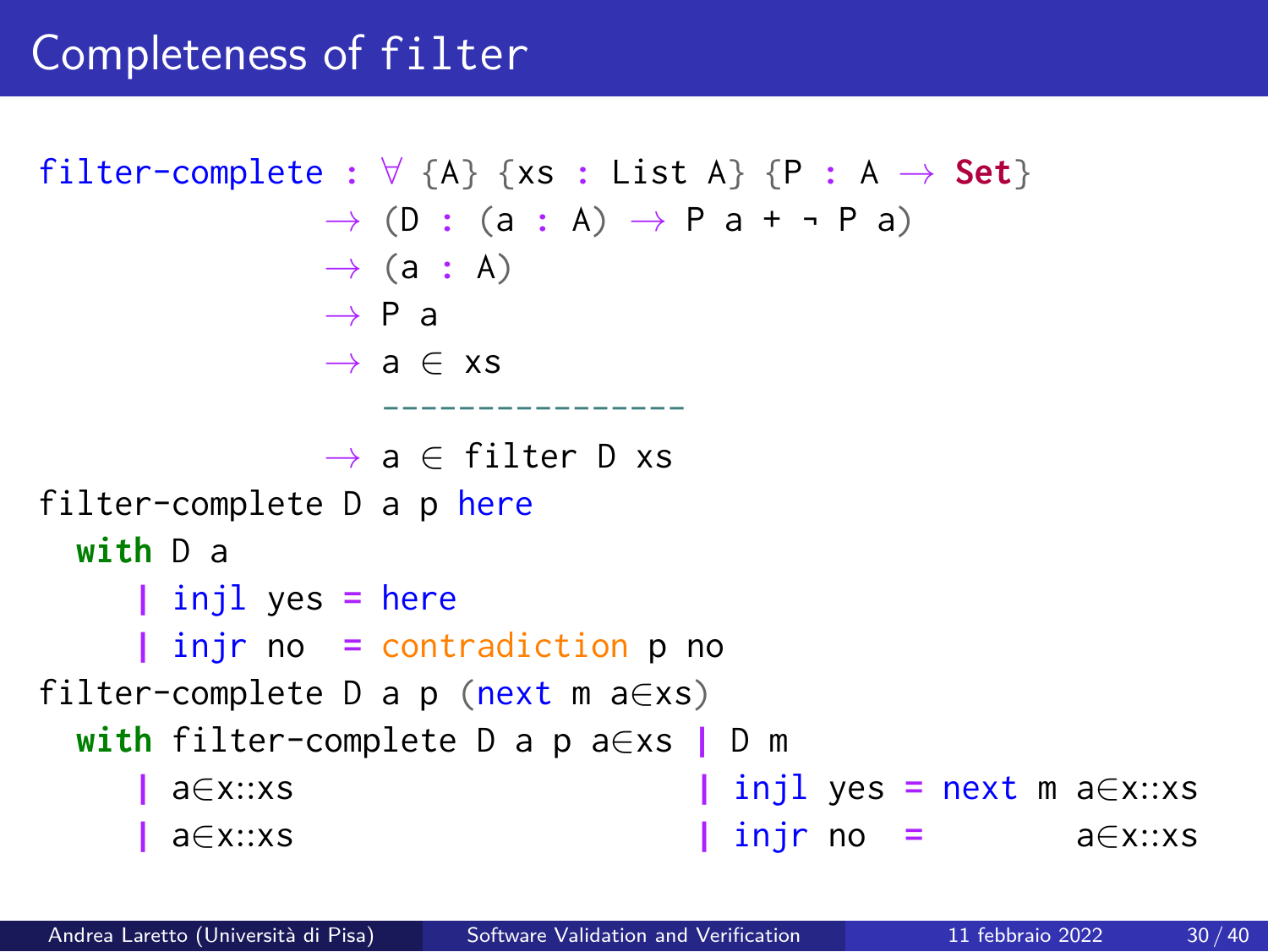# Completeness of filter

```
filter-complete : ∀ {A} {xs : List A} {P : A → Set}
                → (D : (a : A) → P a + ¬ P a)
                → (a : A)
                → P a
                → a ∈ xs
                  ----------------
                → a ∈ filter D xs
filter-complete D a p here
  with D a
    | injl yes = here
    | injr no  = contradiction p no
filter-complete D a p (next m a∈xs)
  with filter-complete D a p a∈xs | D m
    | a∈x::xs                      | injl yes = next m a∈x::xs
    | a∈x::xs                      | injr no  =        a∈x::xs
```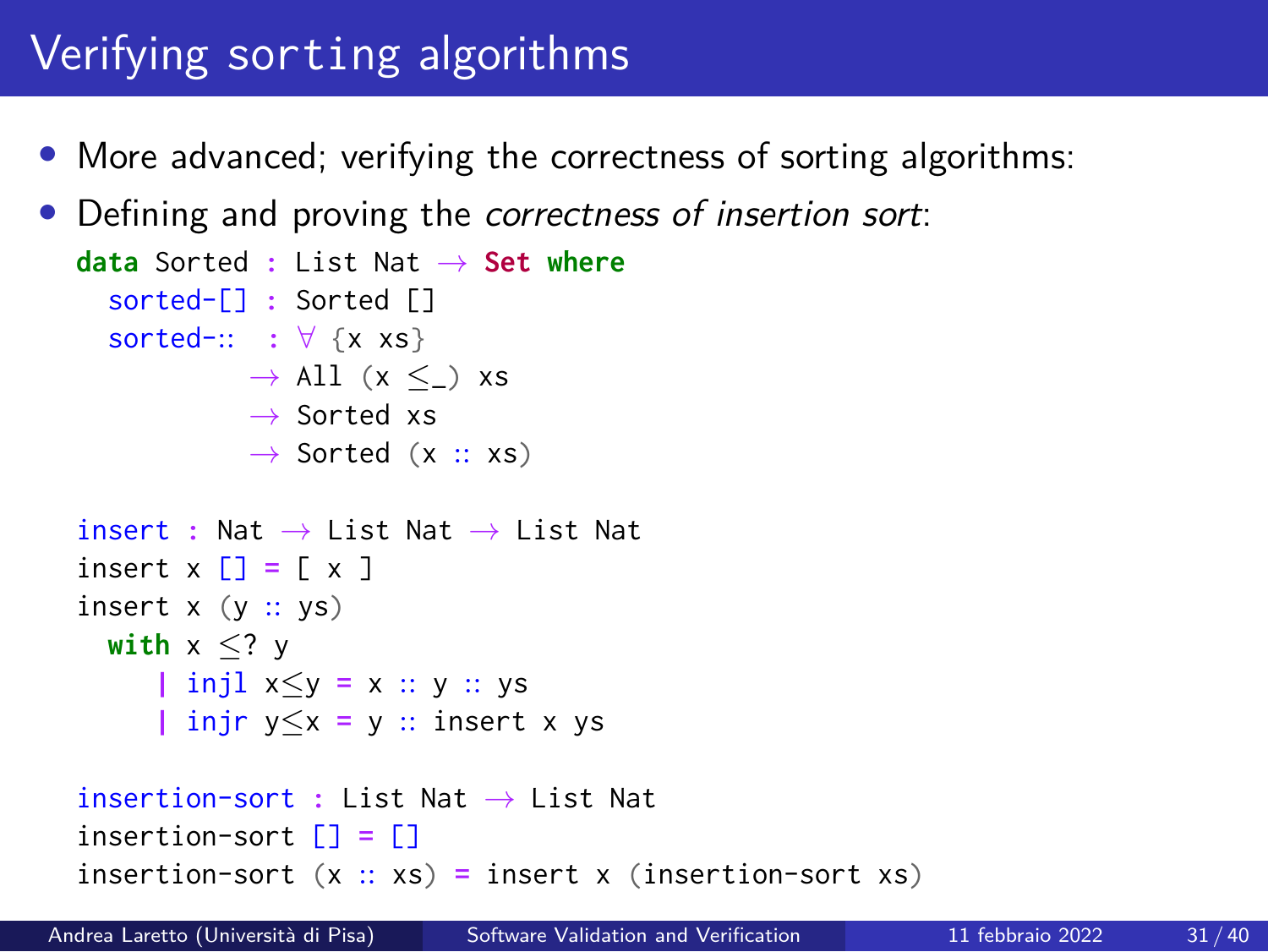# Verifying sorting algorithms

- More advanced; verifying the correctness of sorting algorithms:
- Defining and proving the *correctness of insertion sort*:

```
data Sorted : List Nat → Set where
  sorted-[] : Sorted []
  sorted-∷  : ∀ {x xs}
           → All (x ≤_) xs
           → Sorted xs
           → Sorted (x ∷ xs)

insert : Nat → List Nat → List Nat
insert x [] = [ x ]
insert x (y ∷ ys)
  with x ≤? y
     | injl x≤y = x ∷ y ∷ ys
     | injr y≤x = y ∷ insert x ys

insertion-sort : List Nat → List Nat
insertion-sort [] = []
insertion-sort (x ∷ xs) = insert x (insertion-sort xs)
```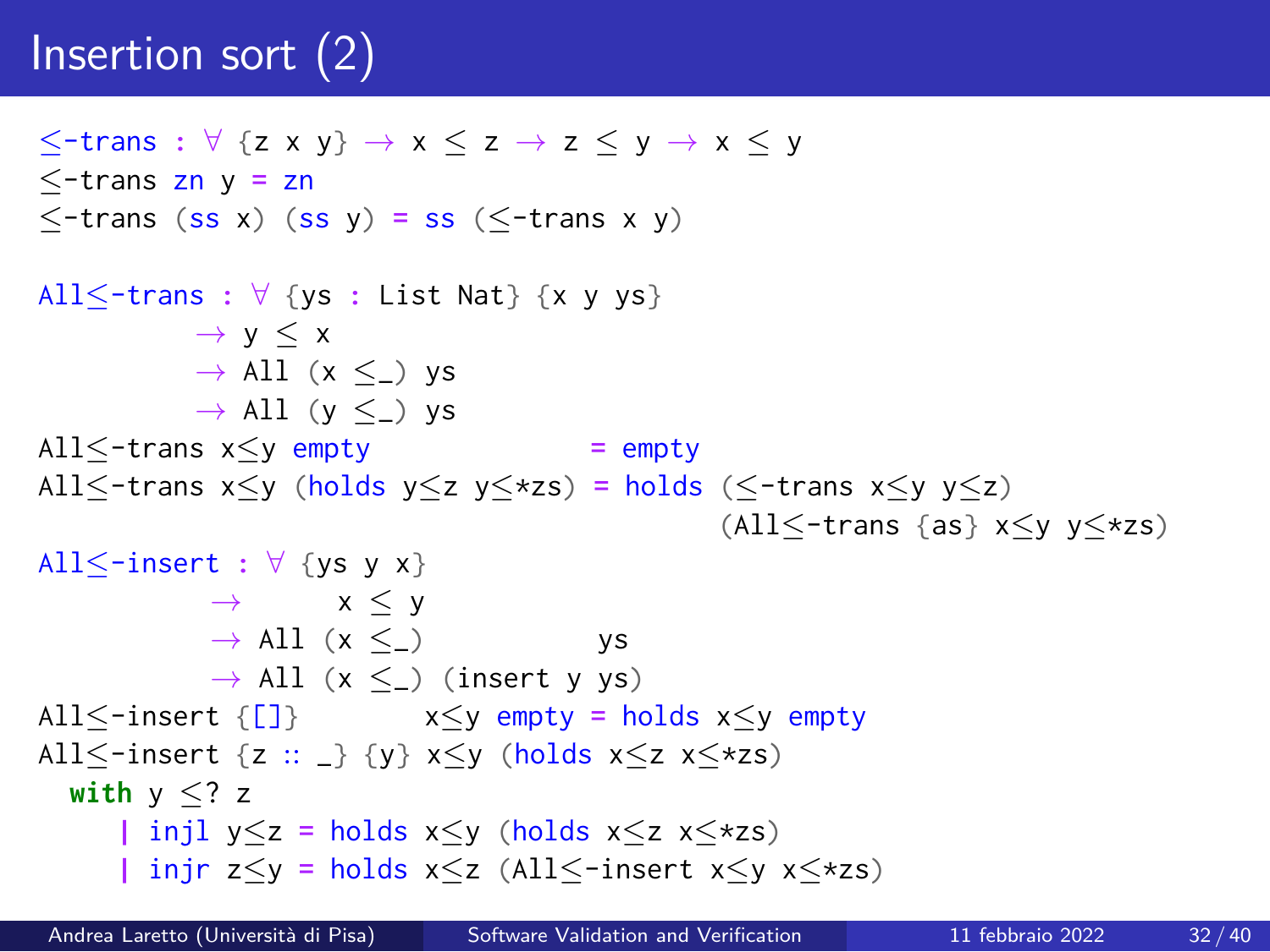# Insertion sort (2)

```
≤-trans : ∀ {z x y} → x ≤ z → z ≤ y → x ≤ y
≤-trans zn y = zn
≤-trans (ss x) (ss y) = ss (≤-trans x y)

All≤-trans : ∀ {ys : List Nat} {x y ys}
         → y ≤ x
         → All (x ≤_) ys
         → All (y ≤_) ys
All≤-trans x≤y empty              = empty
All≤-trans x≤y (holds y≤z y≤*zs) = holds (≤-trans x≤y y≤z)
                                         (All≤-trans {as} x≤y y≤*zs)

All≤-insert : ∀ {ys y x}
          →     x ≤ y
          → All (x ≤_)          ys
          → All (x ≤_) (insert y ys)
All≤-insert {[]}       x≤y empty = holds x≤y empty
All≤-insert {z :: _} {y} x≤y (holds x≤z x≤*zs)
  with y ≤? z
    | injl y≤z = holds x≤y (holds x≤z x≤*zs)
    | injr z≤y = holds x≤z (All≤-insert x≤y x≤*zs)
```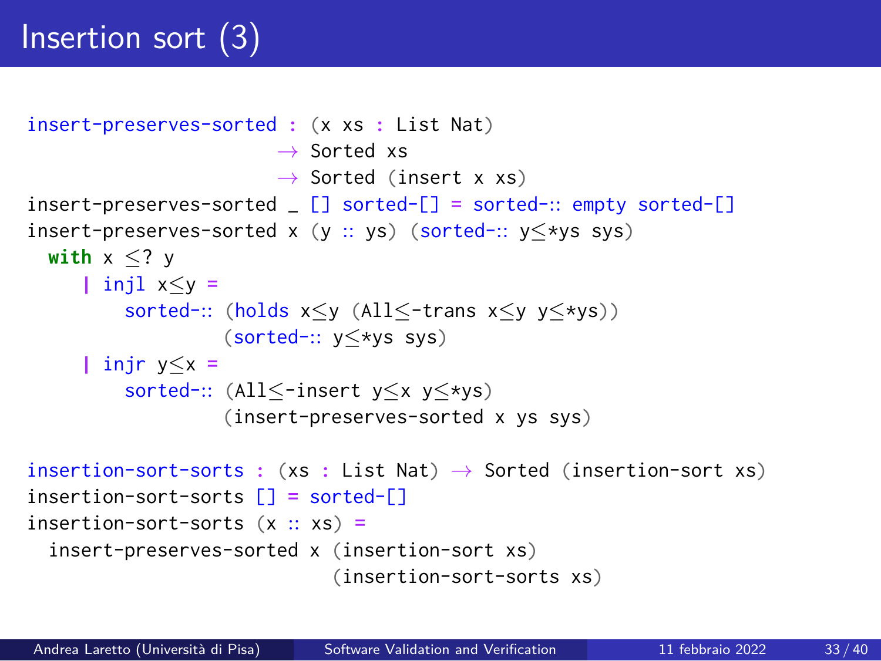# Insertion sort (3)

```
insert-preserves-sorted : (x xs : List Nat)
                        → Sorted xs
                        → Sorted (insert x xs)
insert-preserves-sorted _ [] sorted-[] = sorted-∷ empty sorted-[]
insert-preserves-sorted x (y ∷ ys) (sorted-∷ y≤*ys sys)
  with x ≤? y
    | injl x≤y =
      sorted-∷ (holds x≤y (All≤-trans x≤y y≤*ys))
               (sorted-∷ y≤*ys sys)
    | injr y≤x =
      sorted-∷ (All≤-insert y≤x y≤*ys)
               (insert-preserves-sorted x ys sys)

insertion-sort-sorts : (xs : List Nat) → Sorted (insertion-sort xs)
insertion-sort-sorts [] = sorted-[]
insertion-sort-sorts (x ∷ xs) =
  insert-preserves-sorted x (insertion-sort xs)
                            (insertion-sort-sorts xs)
```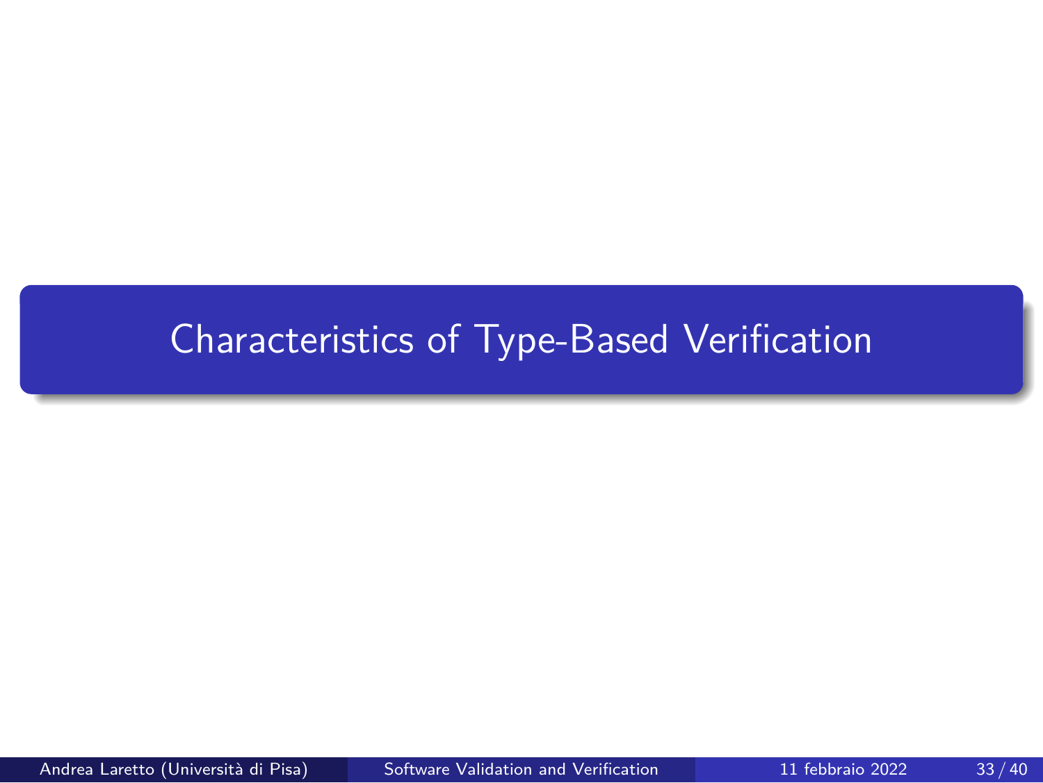# Characteristics of Type-Based Verification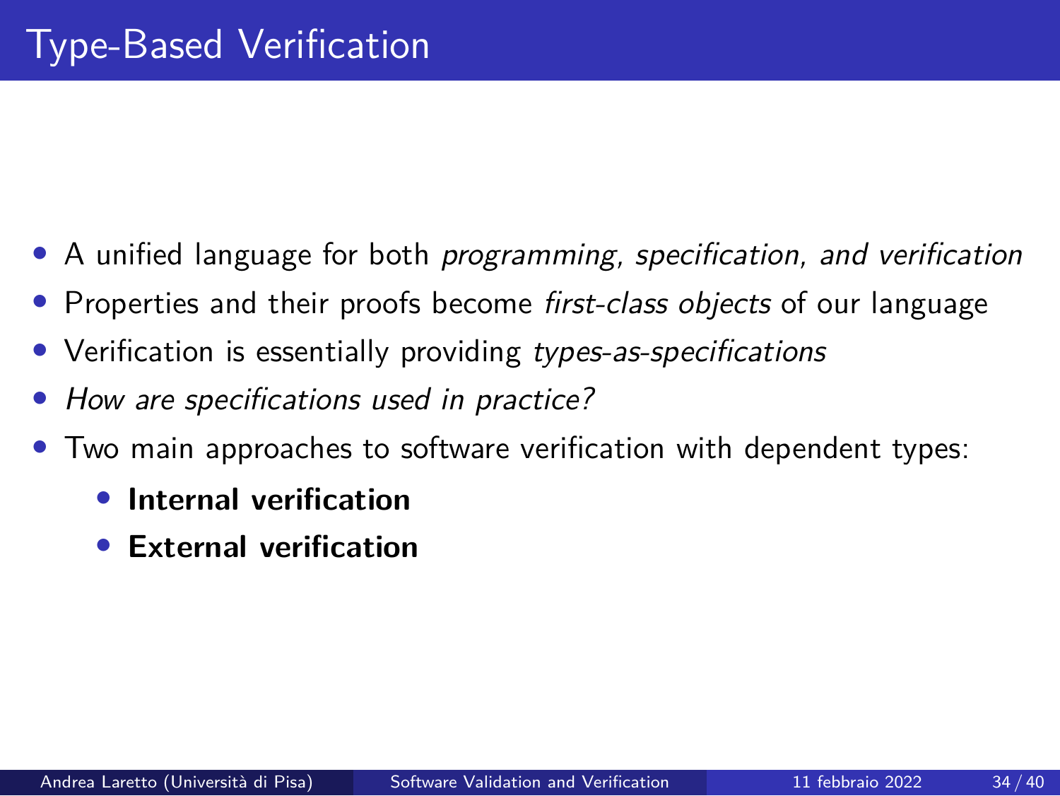# Type-Based Verification

- A unified language for both *programming, specification, and verification*
- Properties and their proofs become *first-class objects* of our language
- Verification is essentially providing *types-as-specifications*
- *How are specifications used in practice?*
- Two main approaches to software verification with dependent types:
  - **Internal verification**
  - **External verification**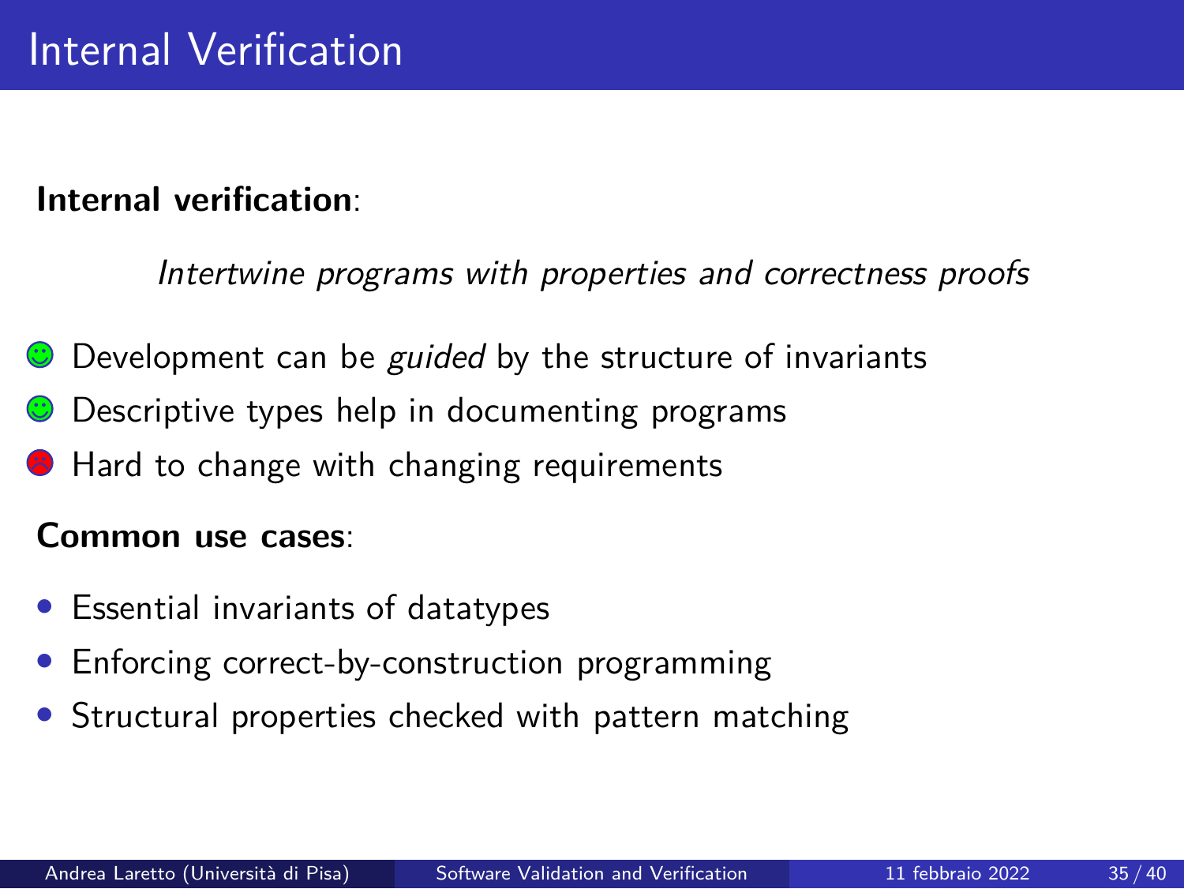# Internal Verification

**Internal verification**:

*Intertwine programs with properties and correctness proofs*

- ☺ Development can be *guided* by the structure of invariants
- ☺ Descriptive types help in documenting programs
- ☹ Hard to change with changing requirements

**Common use cases**:

- Essential invariants of datatypes
- Enforcing correct-by-construction programming
- Structural properties checked with pattern matching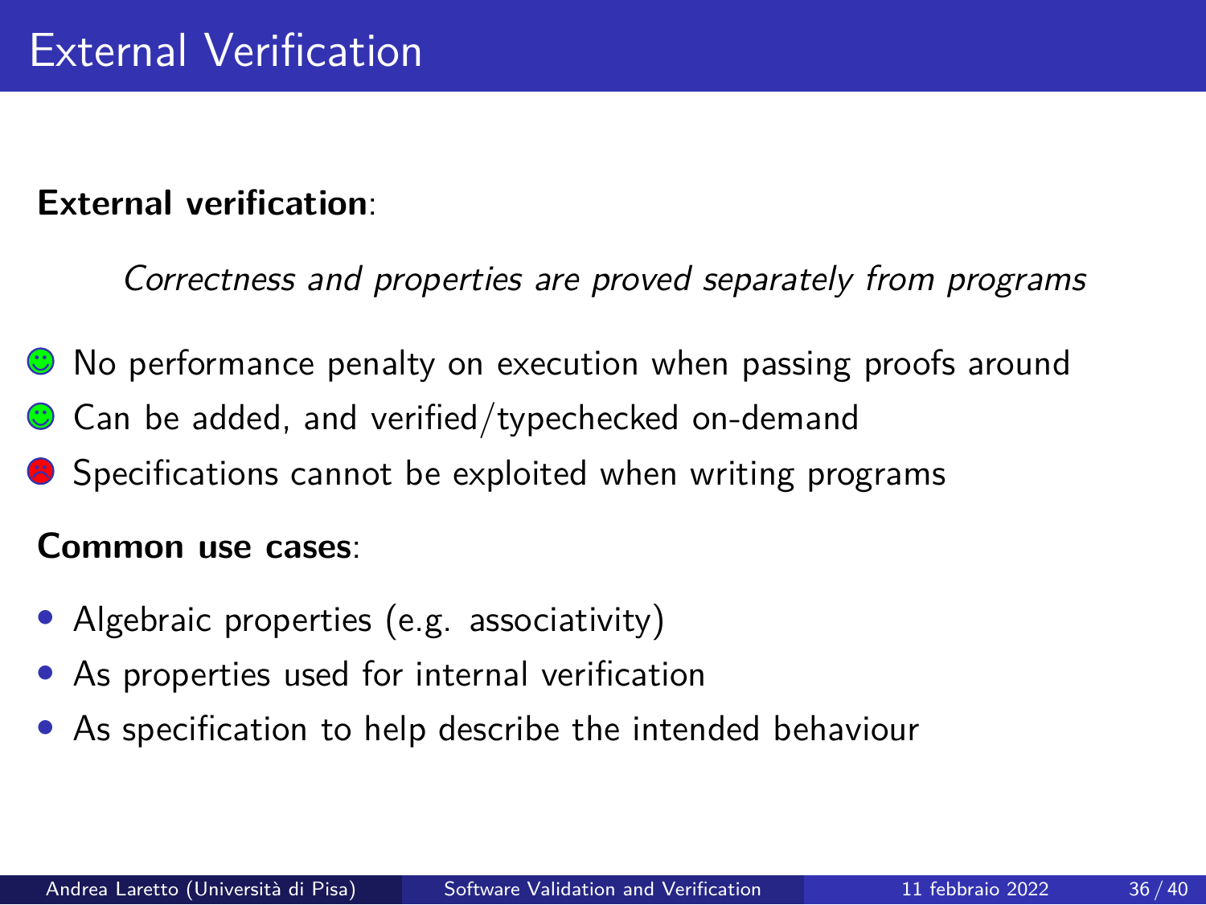# External Verification

**External verification**:

*Correctness and properties are proved separately from programs*

- 🙂 No performance penalty on execution when passing proofs around
- 🙂 Can be added, and verified/typechecked on-demand
- ☹ Specifications cannot be exploited when writing programs

**Common use cases**:

- Algebraic properties (e.g. associativity)
- As properties used for internal verification
- As specification to help describe the intended behaviour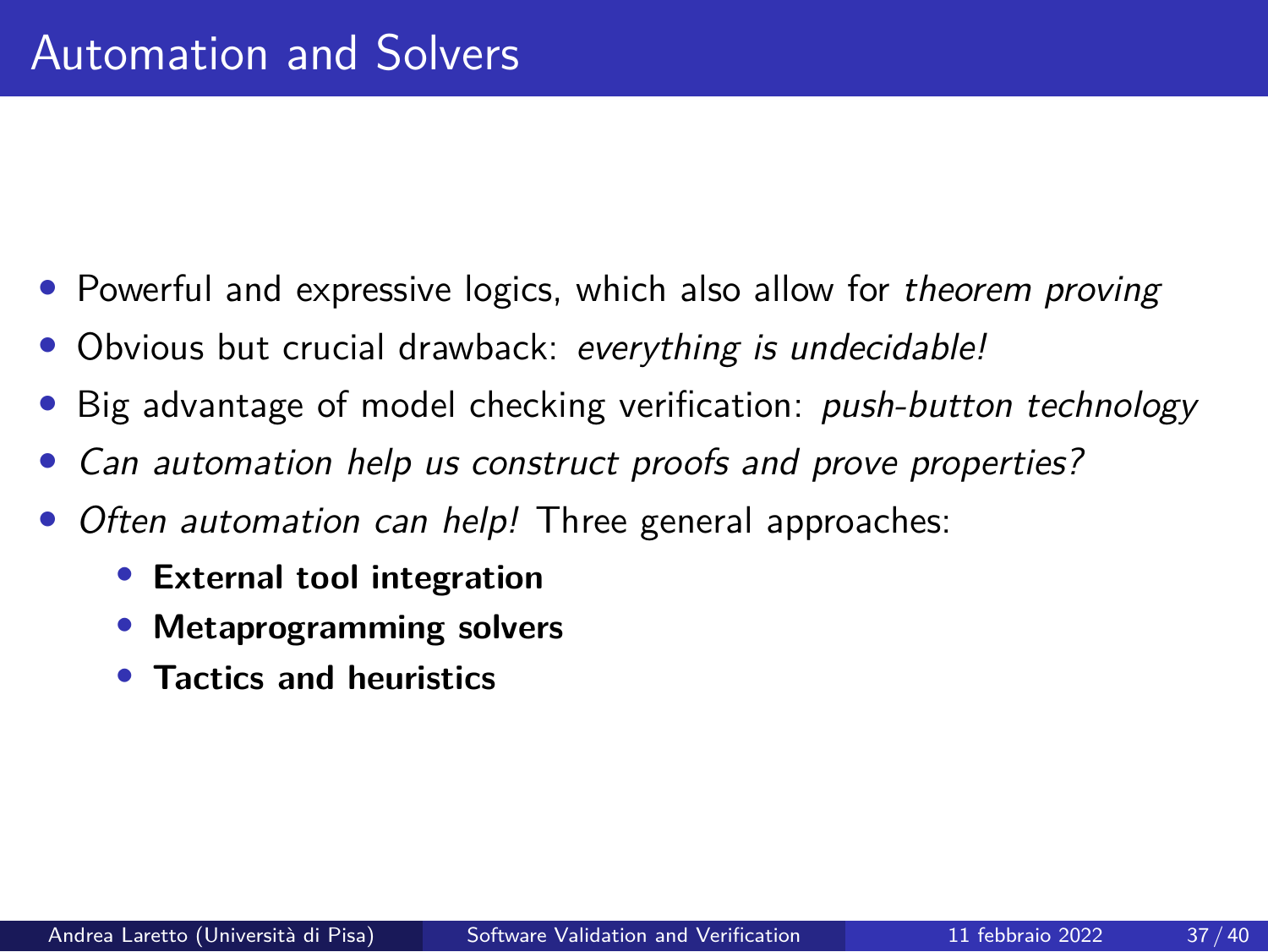# Automation and Solvers

- Powerful and expressive logics, which also allow for *theorem proving*
- Obvious but crucial drawback: *everything is undecidable!*
- Big advantage of model checking verification: *push-button technology*
- *Can automation help us construct proofs and prove properties?*
- *Often automation can help!* Three general approaches:
  - **External tool integration**
  - **Metaprogramming solvers**
  - **Tactics and heuristics**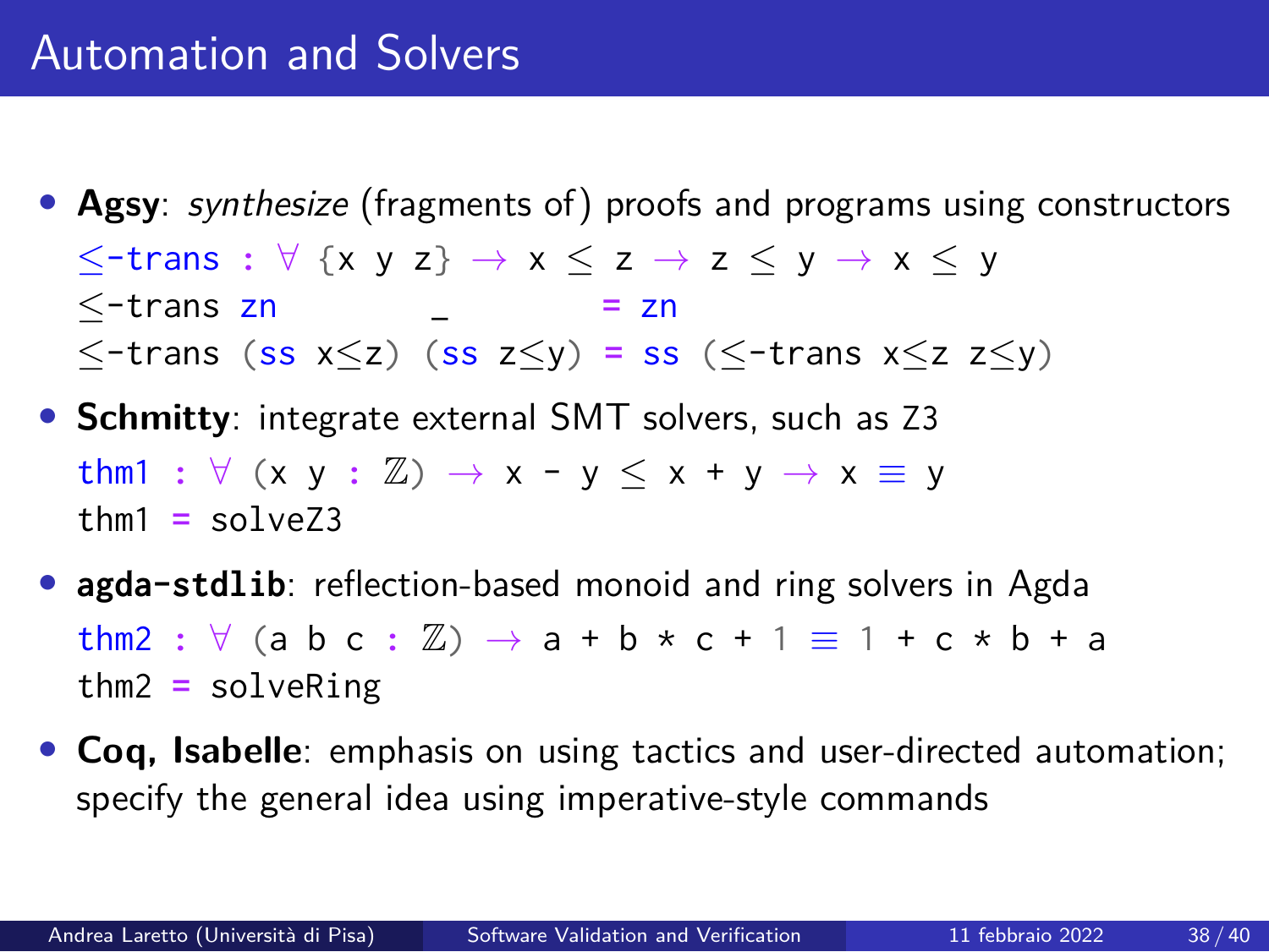# Automation and Solvers

- **Agsy**: *synthesize* (fragments of) proofs and programs using constructors

```
≤-trans : ∀ {x y z} → x ≤ z → z ≤ y → x ≤ y
≤-trans zn          _          = zn
≤-trans (ss x≤z) (ss z≤y) = ss (≤-trans x≤z z≤y)
```

- **Schmitty**: integrate external SMT solvers, such as Z3

```
thm1 : ∀ (x y : ℤ) → x - y ≤ x + y → x ≡ y
thm1 = solveZ3
```

- **agda-stdlib**: reflection-based monoid and ring solvers in Agda

```
thm2 : ∀ (a b c : ℤ) → a + b * c + 1 ≡ 1 + c * b + a
thm2 = solveRing
```

- **Coq, Isabelle**: emphasis on using tactics and user-directed automation; specify the general idea using imperative-style commands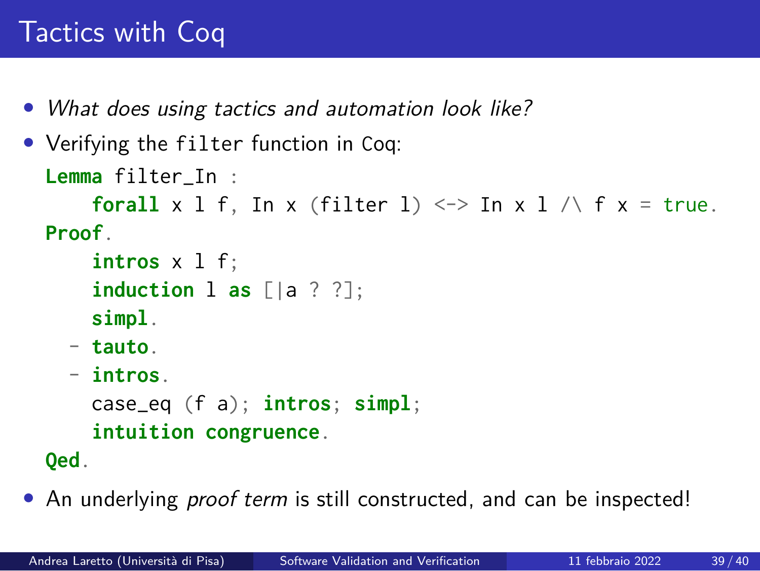# Tactics with Coq

- *What does using tactics and automation look like?*
- Verifying the `filter` function in Coq:

```
Lemma filter_In :
    forall x l f, In x (filter l) <-> In x l /\ f x = true.
Proof.
    intros x l f;
    induction l as [|a ? ?];
    simpl.
  - tauto.
  - intros.
    case_eq (f a); intros; simpl;
    intuition congruence.
Qed.
```

- An underlying *proof term* is still constructed, and can be inspected!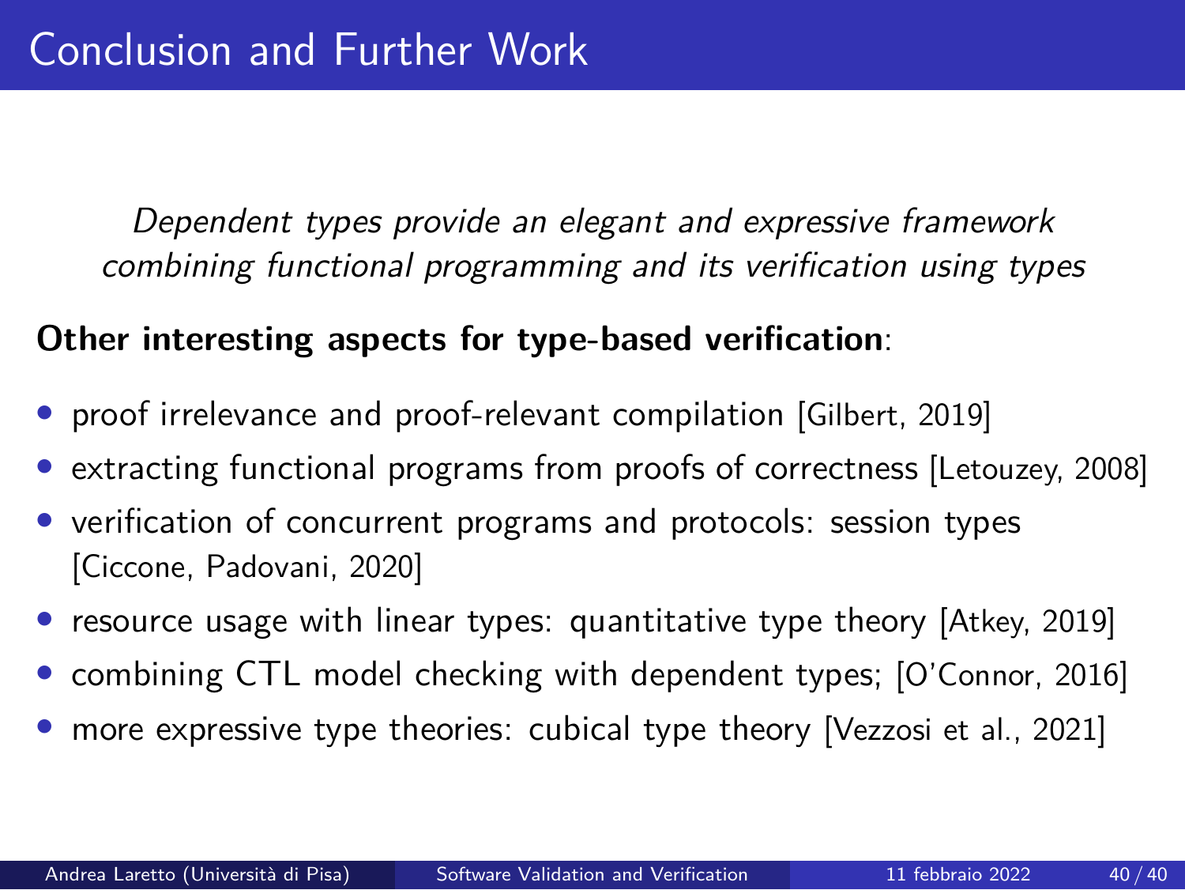# Conclusion and Further Work

*Dependent types provide an elegant and expressive framework combining functional programming and its verification using types*

**Other interesting aspects for type-based verification**:

- proof irrelevance and proof-relevant compilation [Gilbert, 2019]
- extracting functional programs from proofs of correctness [Letouzey, 2008]
- verification of concurrent programs and protocols: session types [Ciccone, Padovani, 2020]
- resource usage with linear types: quantitative type theory [Atkey, 2019]
- combining CTL model checking with dependent types; [O'Connor, 2016]
- more expressive type theories: cubical type theory [Vezzosi et al., 2021]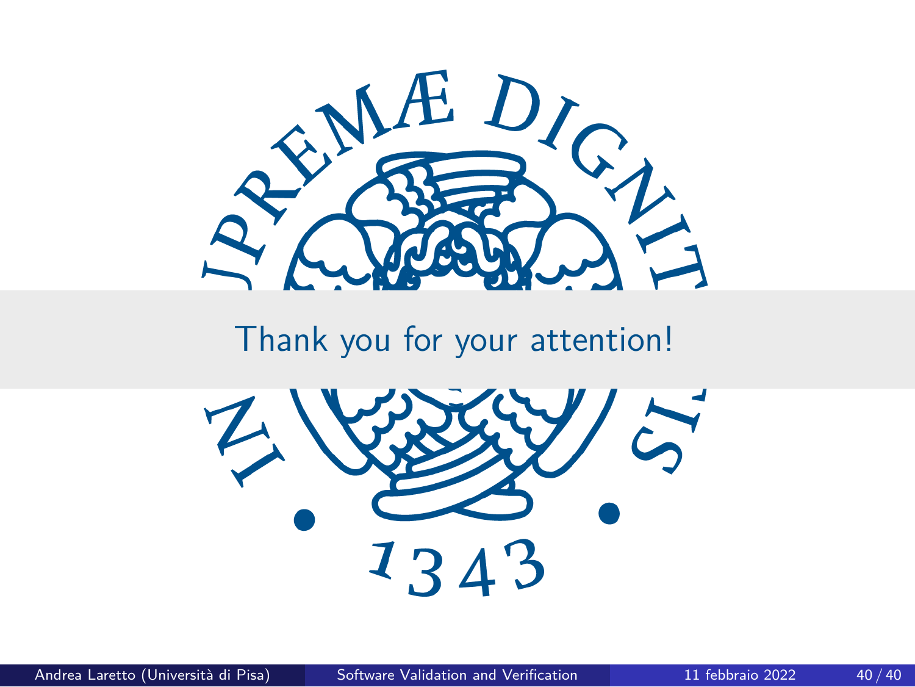Thank you for your attention!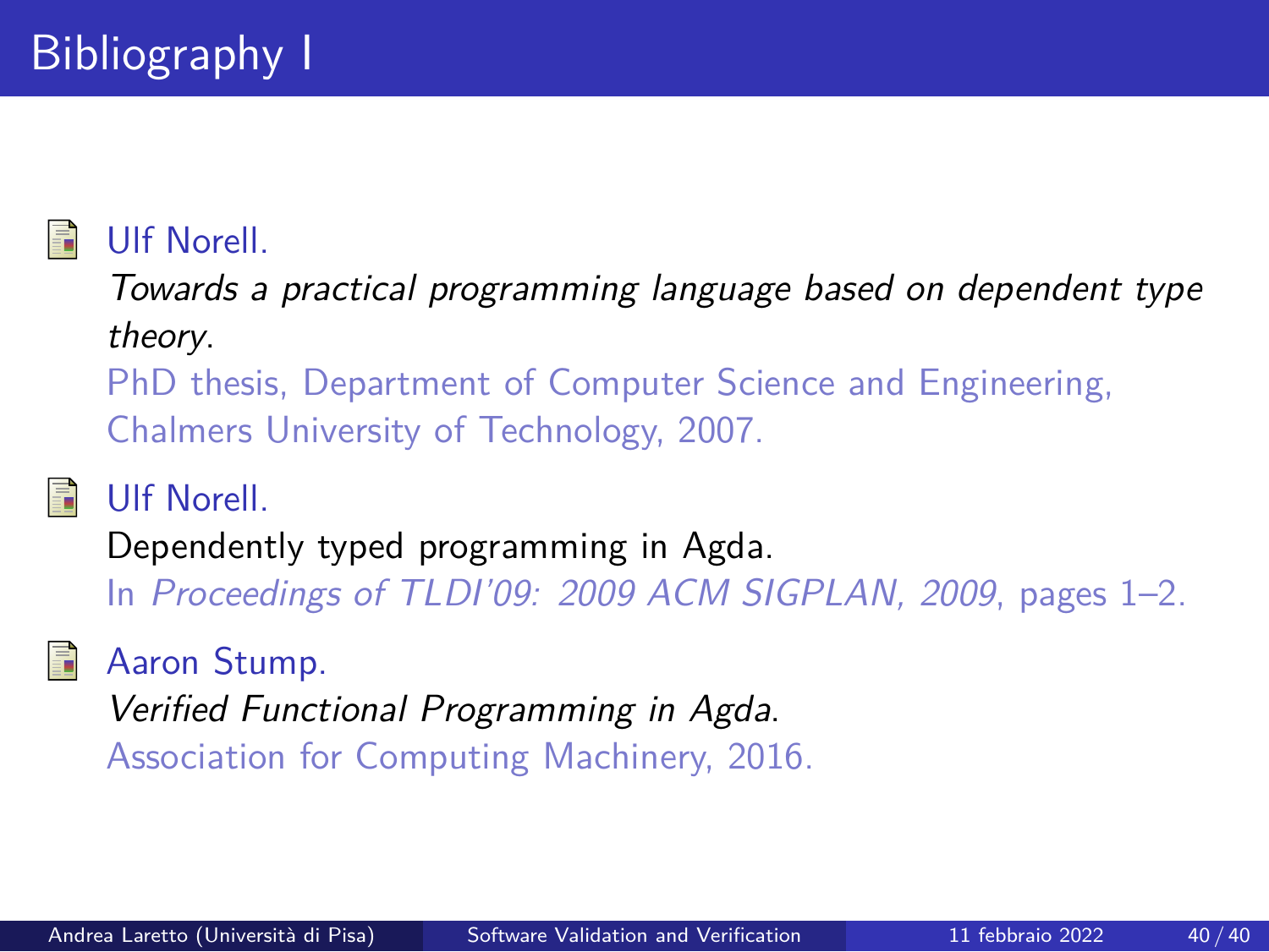# Bibliography I

- Ulf Norell.
  *Towards a practical programming language based on dependent type theory*.
  PhD thesis, Department of Computer Science and Engineering, Chalmers University of Technology, 2007.

- Ulf Norell.
  Dependently typed programming in Agda.
  In *Proceedings of TLDI'09: 2009 ACM SIGPLAN, 2009*, pages 1–2.

- Aaron Stump.
  *Verified Functional Programming in Agda*.
  Association for Computing Machinery, 2016.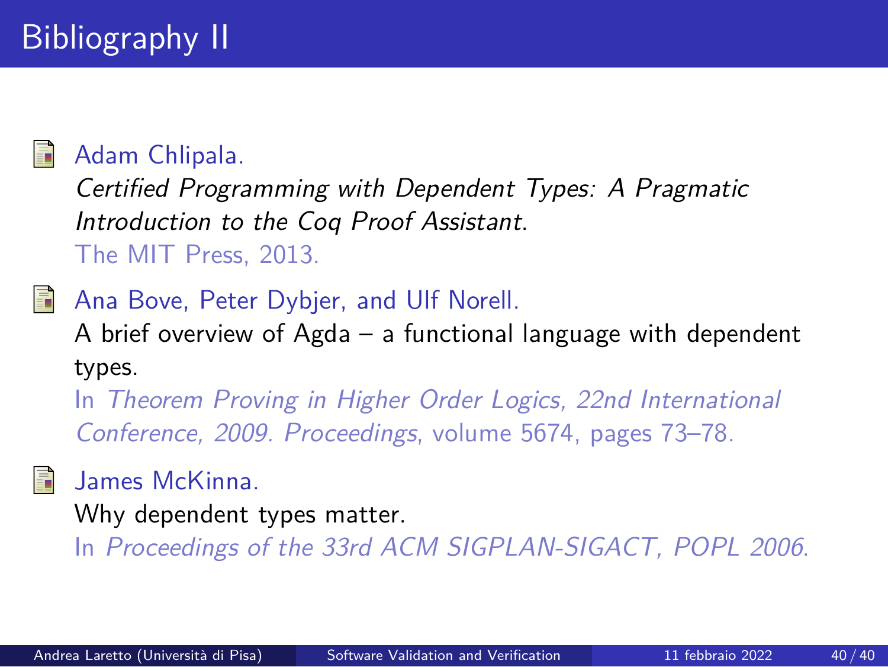# Bibliography II

- Adam Chlipala.
  *Certified Programming with Dependent Types: A Pragmatic Introduction to the Coq Proof Assistant*.
  The MIT Press, 2013.

- Ana Bove, Peter Dybjer, and Ulf Norell.
  A brief overview of Agda – a functional language with dependent types.
  In *Theorem Proving in Higher Order Logics, 22nd International Conference, 2009. Proceedings*, volume 5674, pages 73–78.

- James McKinna.
  Why dependent types matter.
  In *Proceedings of the 33rd ACM SIGPLAN-SIGACT, POPL 2006*.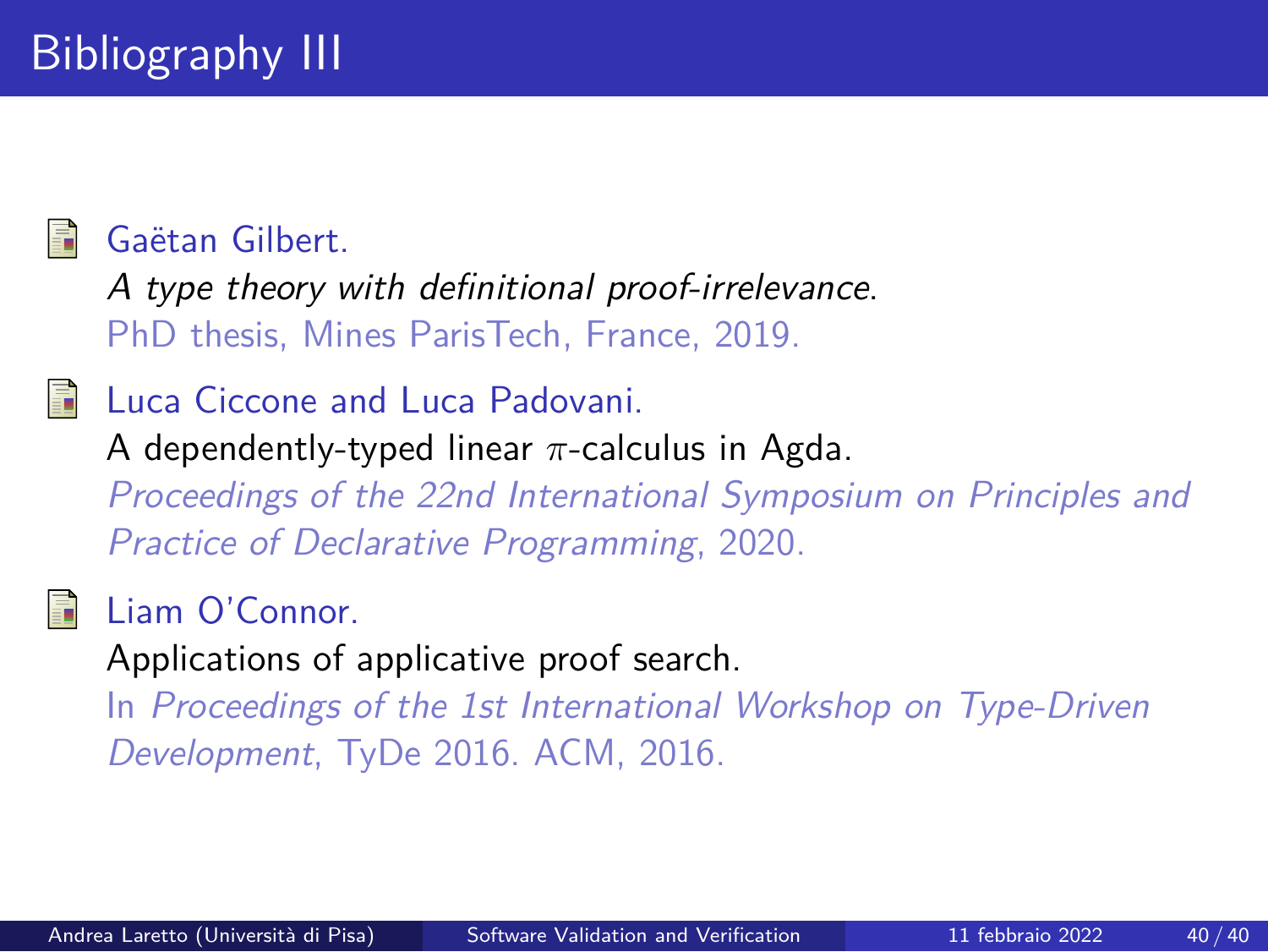# Bibliography III

- Gaëtan Gilbert.
  *A type theory with definitional proof-irrelevance.*
  PhD thesis, Mines ParisTech, France, 2019.

- Luca Ciccone and Luca Padovani.
  A dependently-typed linear $\pi$-calculus in Agda.
  *Proceedings of the 22nd International Symposium on Principles and Practice of Declarative Programming*, 2020.

- Liam O'Connor.
  Applications of applicative proof search.
  In *Proceedings of the 1st International Workshop on Type-Driven Development*, TyDe 2016. ACM, 2016.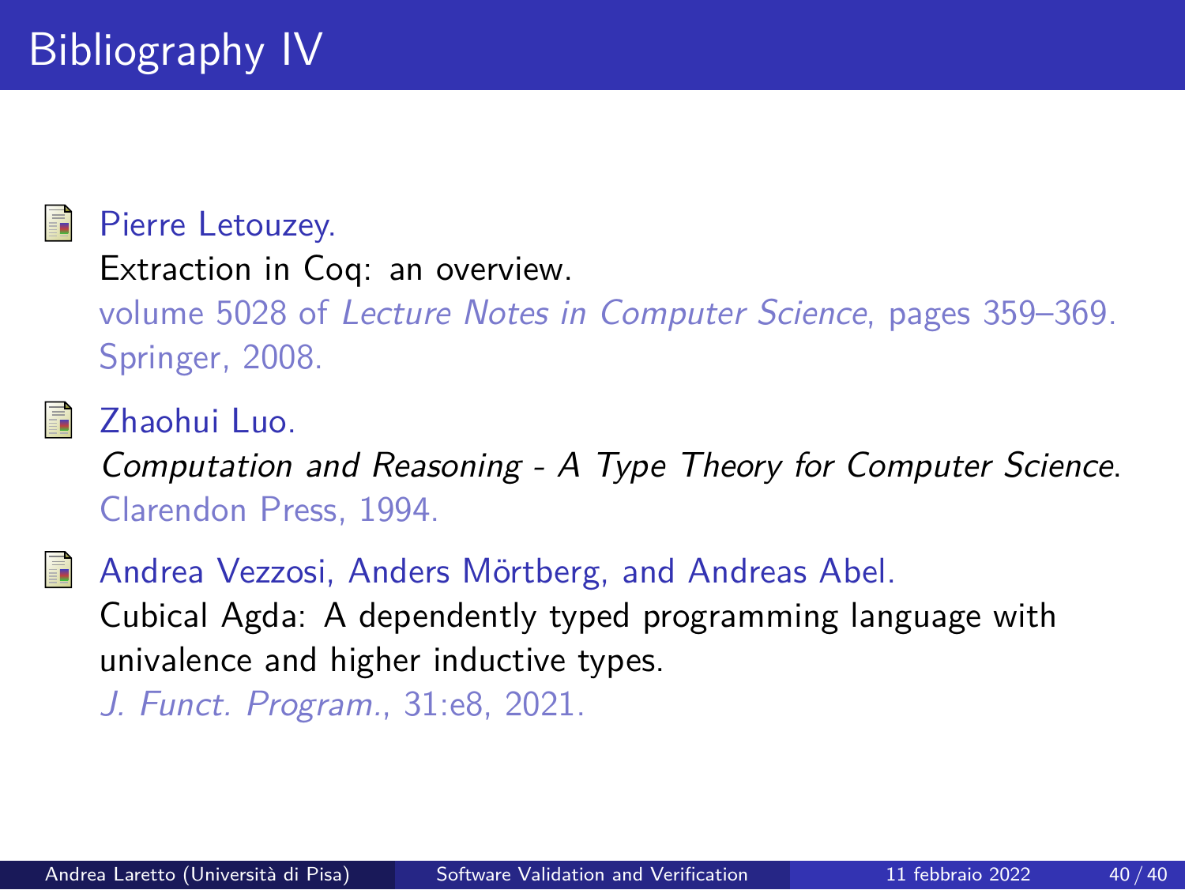# Bibliography IV

- Pierre Letouzey.
  Extraction in Coq: an overview.
  volume 5028 of *Lecture Notes in Computer Science*, pages 359–369. Springer, 2008.

- Zhaohui Luo.
  *Computation and Reasoning - A Type Theory for Computer Science*.
  Clarendon Press, 1994.

- Andrea Vezzosi, Anders Mörtberg, and Andreas Abel.
  Cubical Agda: A dependently typed programming language with univalence and higher inductive types.
  *J. Funct. Program.*, 31:e8, 2021.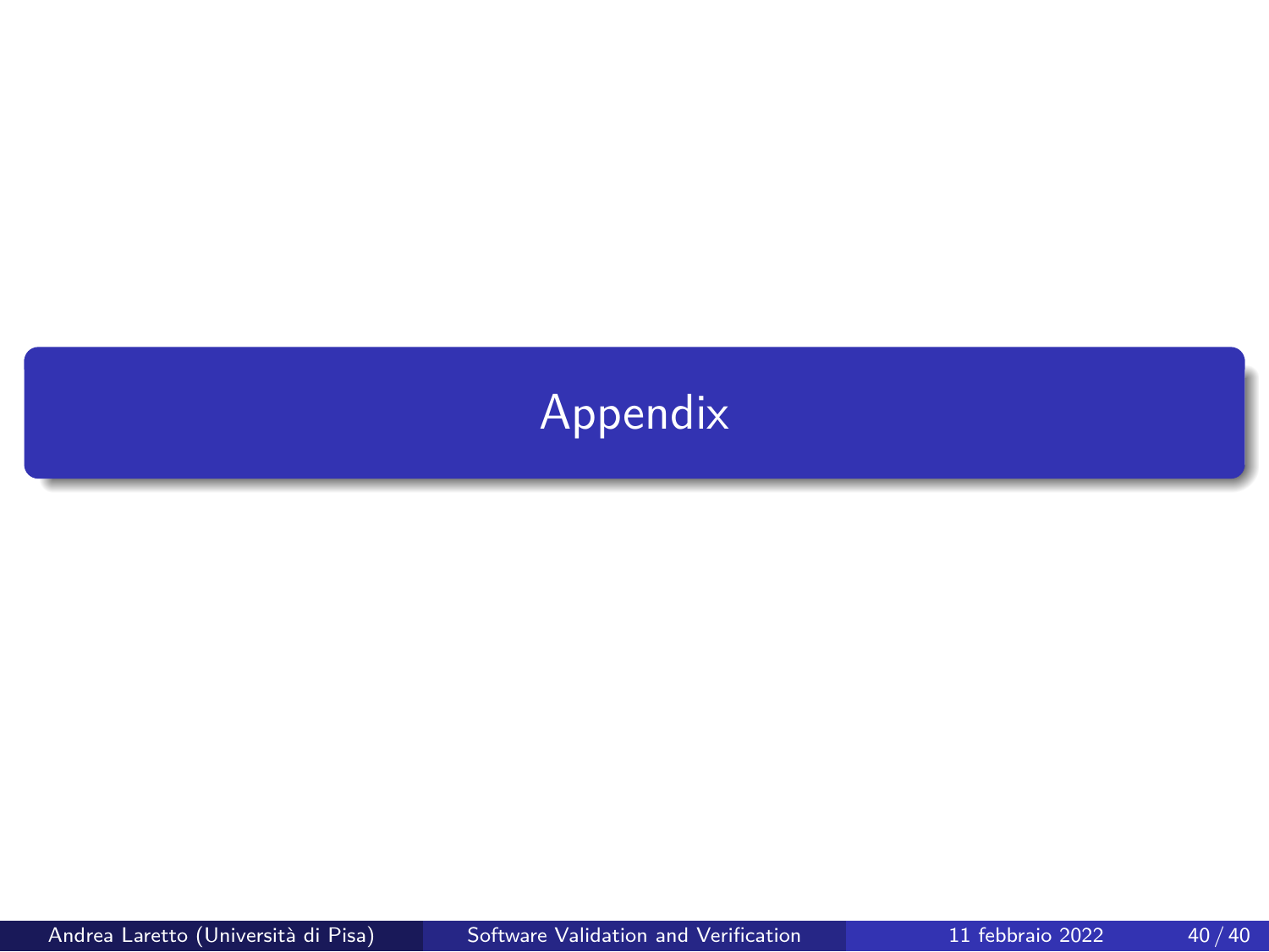# Appendix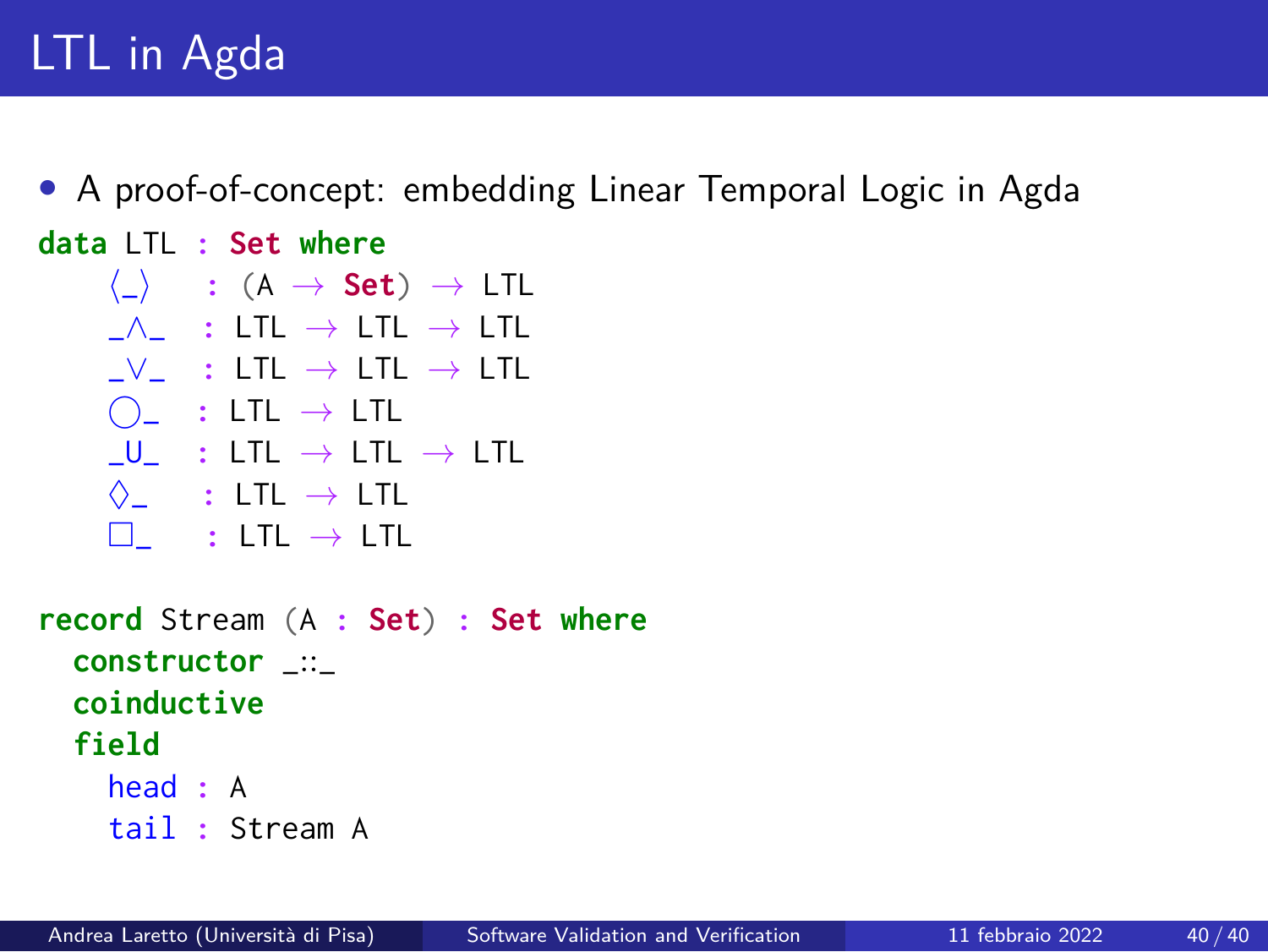# LTL in Agda

- A proof-of-concept: embedding Linear Temporal Logic in Agda

```
data LTL : Set where
    ⟨_⟩   : (A → Set) → LTL
    _∧_   : LTL → LTL → LTL
    _∨_   : LTL → LTL → LTL
    ◯_    : LTL → LTL
    _U_   : LTL → LTL → LTL
    ◊_    : LTL → LTL
    □_    : LTL → LTL

record Stream (A : Set) : Set where
  constructor _::_
  coinductive
  field
    head : A
    tail : Stream A
```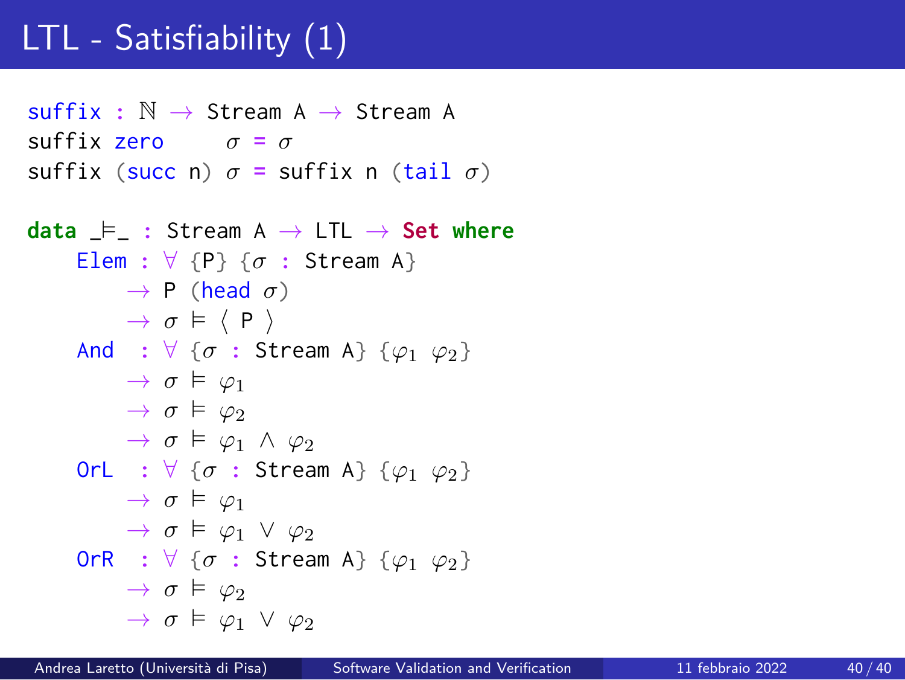# LTL - Satisfiability (1)

```
suffix : ℕ → Stream A → Stream A
suffix zero     σ = σ
suffix (succ n) σ = suffix n (tail σ)

data _⊨_ : Stream A → LTL → Set where
    Elem : ∀ {P} {σ : Stream A}
        → P (head σ)
        → σ ⊨ ⟨ P ⟩
    And  : ∀ {σ : Stream A} {φ₁ φ₂}
        → σ ⊨ φ₁
        → σ ⊨ φ₂
        → σ ⊨ φ₁ ∧ φ₂
    OrL  : ∀ {σ : Stream A} {φ₁ φ₂}
        → σ ⊨ φ₁
        → σ ⊨ φ₁ ∨ φ₂
    OrR  : ∀ {σ : Stream A} {φ₁ φ₂}
        → σ ⊨ φ₂
        → σ ⊨ φ₁ ∨ φ₂
```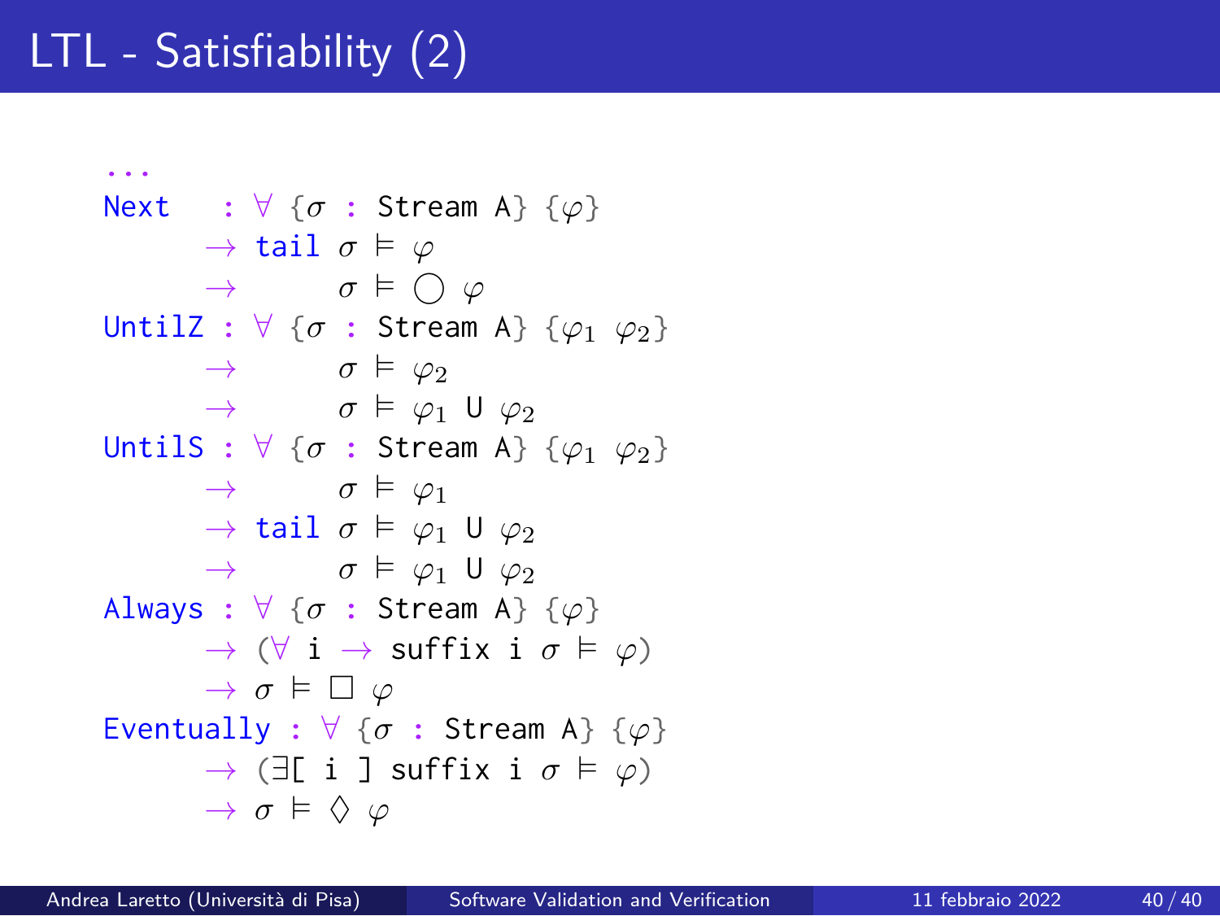# LTL - Satisfiability (2)

```
...
Next   : ∀ {σ : Stream A} {φ}
      → tail σ ⊨ φ
      →      σ ⊨ ◯ φ
UntilZ : ∀ {σ : Stream A} {φ₁ φ₂}
      →      σ ⊨ φ₂
      →      σ ⊨ φ₁ U φ₂
UntilS : ∀ {σ : Stream A} {φ₁ φ₂}
      →      σ ⊨ φ₁
      → tail σ ⊨ φ₁ U φ₂
      →      σ ⊨ φ₁ U φ₂
Always : ∀ {σ : Stream A} {φ}
      → (∀ i → suffix i σ ⊨ φ)
      → σ ⊨ □ φ
Eventually : ∀ {σ : Stream A} {φ}
      → (∃[ i ] suffix i σ ⊨ φ)
      → σ ⊨ ◊ φ
```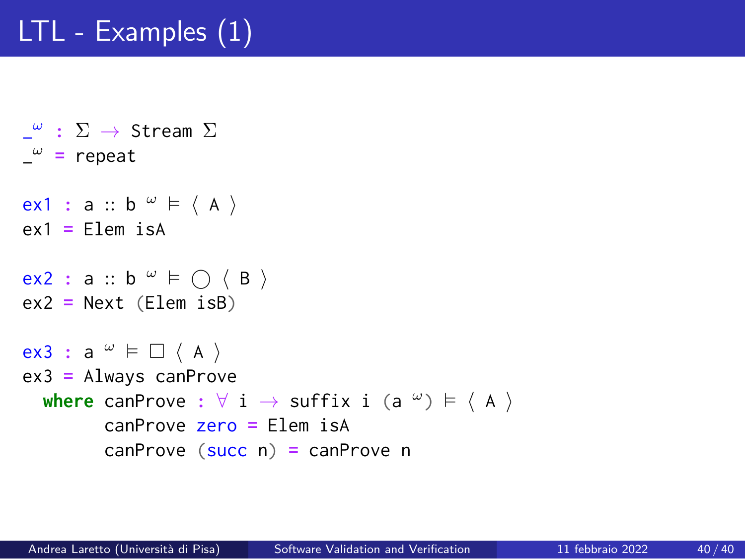# LTL - Examples (1)

```
_ω : Σ → Stream Σ
_ω = repeat

ex1 : a :: b ω ⊨ ⟨ A ⟩
ex1 = Elem isA

ex2 : a :: b ω ⊨ ◯ ⟨ B ⟩
ex2 = Next (Elem isB)

ex3 : a ω ⊨ □ ⟨ A ⟩
ex3 = Always canProve
  where canProve : ∀ i → suffix i (a ω) ⊨ ⟨ A ⟩
        canProve zero = Elem isA
        canProve (succ n) = canProve n
```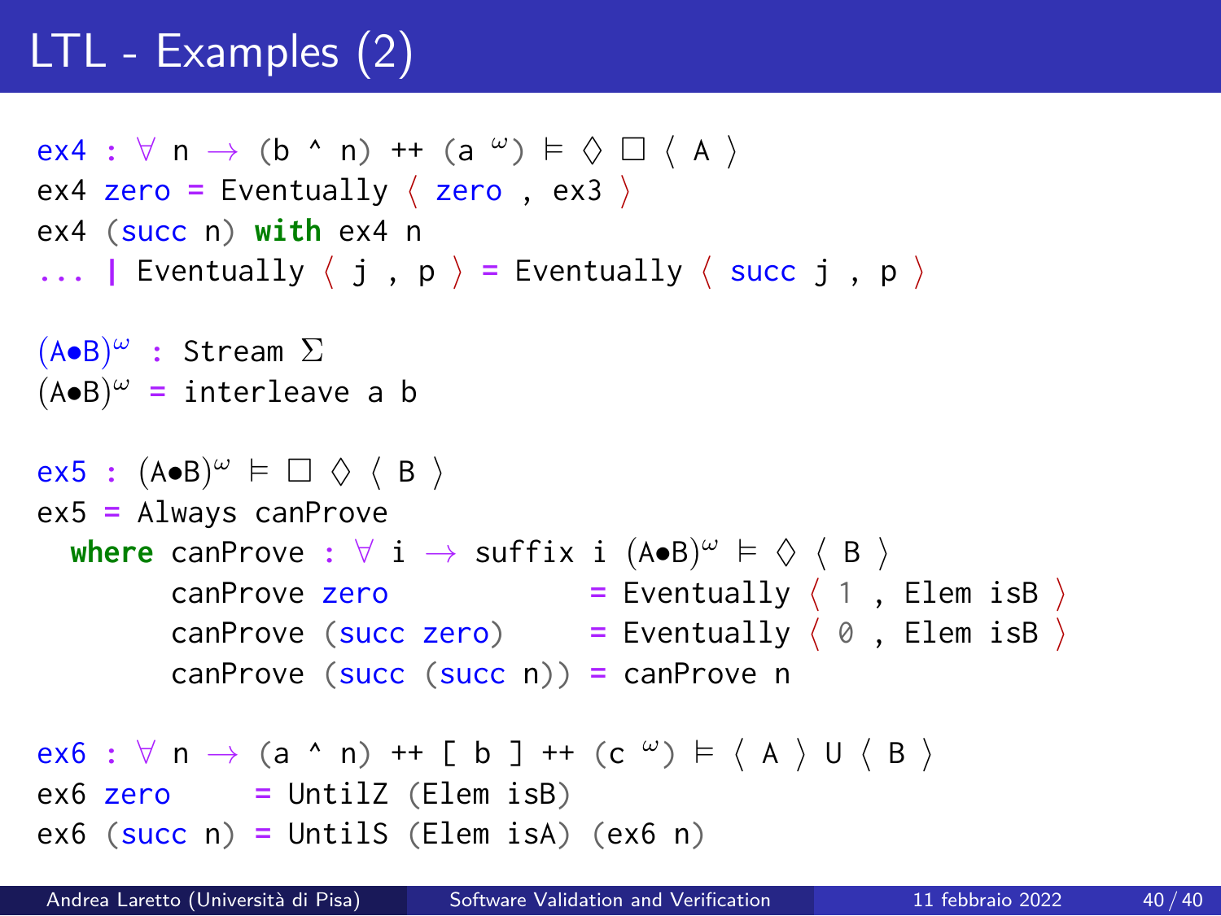# LTL - Examples (2)

```
ex4 : ∀ n → (b ^ n) ++ (a ω) ⊨ ◊ □ ⟨ A ⟩
ex4 zero = Eventually ⟨ zero , ex3 ⟩
ex4 (succ n) with ex4 n
... | Eventually ⟨ j , p ⟩ = Eventually ⟨ succ j , p ⟩

(A•B)ω : Stream Σ
(A•B)ω = interleave a b

ex5 : (A•B)ω ⊨ □ ◊ ⟨ B ⟩
ex5 = Always canProve
  where canProve : ∀ i → suffix i (A•B)ω ⊨ ◊ ⟨ B ⟩
        canProve zero            = Eventually ⟨ 1 , Elem isB ⟩
        canProve (succ zero)     = Eventually ⟨ 0 , Elem isB ⟩
        canProve (succ (succ n)) = canProve n

ex6 : ∀ n → (a ^ n) ++ [ b ] ++ (c ω) ⊨ ⟨ A ⟩ U ⟨ B ⟩
ex6 zero     = UntilZ (Elem isB)
ex6 (succ n) = UntilS (Elem isA) (ex6 n)
```